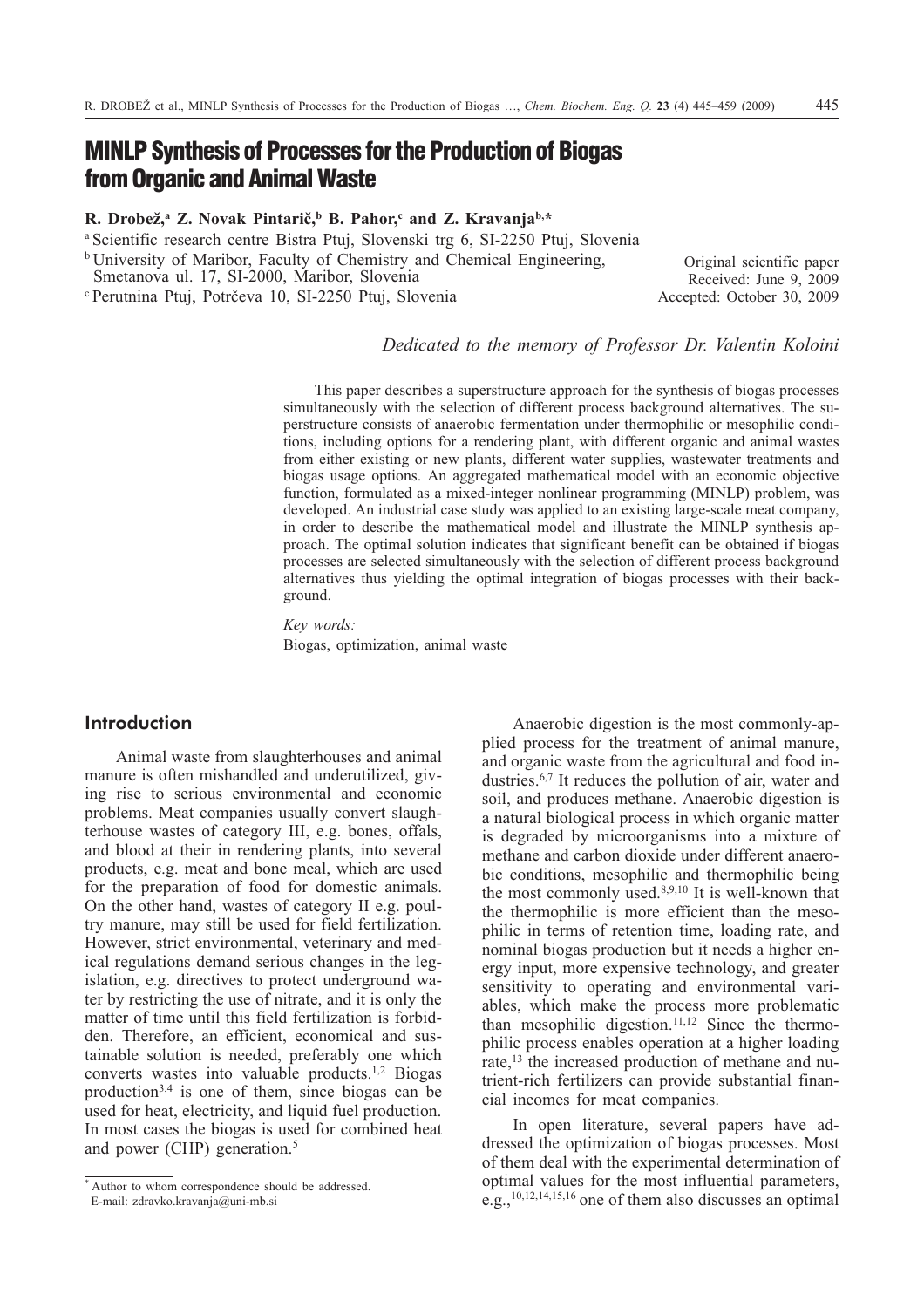# MINLP Synthesis of Processes for the Production of Biogas from Organic and Animal Waste

**R. Drobež,[a] Z. Novak Pintarič,[b] B. Pahor,[c] and Z. Kravanja[b,*]**

[a] Scientific research centre Bistra Ptuj, Slovenski trg 6, SI-2250 Ptuj, Slovenia

[b] University of Maribor, Faculty of Chemistry and Chemical Engineering, Smetanova ul. 17, SI-2000, Maribor, Slovenia

[c] Perutnina Ptuj, Potrčeva 10, SI-2250 Ptuj, Slovenia

Original scientific paper
Received: June 9, 2009
Accepted: October 30, 2009

*Dedicated to the memory of Professor Dr. Valentin Koloini*

This paper describes a superstructure approach for the synthesis of biogas processes simultaneously with the selection of different process background alternatives. The superstructure consists of anaerobic fermentation under thermophilic or mesophilic conditions, including options for a rendering plant, with different organic and animal wastes from either existing or new plants, different water supplies, wastewater treatments and biogas usage options. An aggregated mathematical model with an economic objective function, formulated as a mixed-integer nonlinear programming (MINLP) problem, was developed. An industrial case study was applied to an existing large-scale meat company, in order to describe the mathematical model and illustrate the MINLP synthesis approach. The optimal solution indicates that significant benefit can be obtained if biogas processes are selected simultaneously with the selection of different process background alternatives thus yielding the optimal integration of biogas processes with their background.

*Key words:*
Biogas, optimization, animal waste

## Introduction

Animal waste from slaughterhouses and animal manure is often mishandled and underutilized, giving rise to serious environmental and economic problems. Meat companies usually convert slaughterhouse wastes of category III, e.g. bones, offals, and blood at their in rendering plants, into several products, e.g. meat and bone meal, which are used for the preparation of food for domestic animals. On the other hand, wastes of category II e.g. poultry manure, may still be used for field fertilization. However, strict environmental, veterinary and medical regulations demand serious changes in the legislation, e.g. directives to protect underground water by restricting the use of nitrate, and it is only the matter of time until this field fertilization is forbidden. Therefore, an efficient, economical and sustainable solution is needed, preferably one which converts wastes into valuable products.[1,2] Biogas production[3,4] is one of them, since biogas can be used for heat, electricity, and liquid fuel production. In most cases the biogas is used for combined heat and power (CHP) generation.[5]

Anaerobic digestion is the most commonly-applied process for the treatment of animal manure, and organic waste from the agricultural and food industries.[6,7] It reduces the pollution of air, water and soil, and produces methane. Anaerobic digestion is a natural biological process in which organic matter is degraded by microorganisms into a mixture of methane and carbon dioxide under different anaerobic conditions, mesophilic and thermophilic being the most commonly used.[8,9,10] It is well-known that the thermophilic is more efficient than the mesophilic in terms of retention time, loading rate, and nominal biogas production but it needs a higher energy input, more expensive technology, and greater sensitivity to operating and environmental variables, which make the process more problematic than mesophilic digestion.[11,12] Since the thermophilic process enables operation at a higher loading rate,[13] the increased production of methane and nutrient-rich fertilizers can provide substantial financial incomes for meat companies.

In open literature, several papers have addressed the optimization of biogas processes. Most of them deal with the experimental determination of optimal values for the most influential parameters, e.g.,[10,12,14,15,16] one of them also discusses an optimal

---

\* Author to whom correspondence should be addressed.
E-mail: zdravko.kravanja@uni-mb.si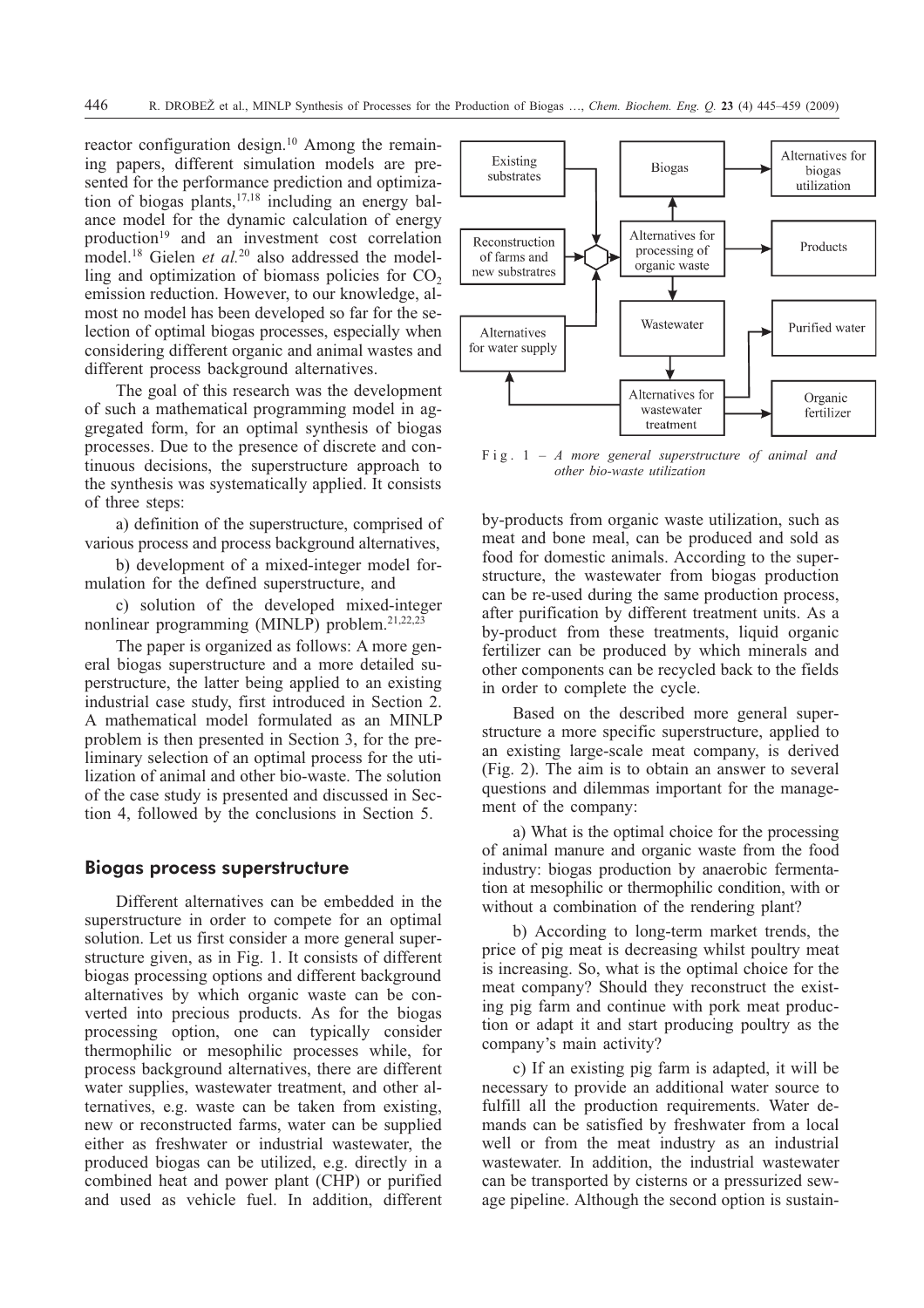reactor configuration design.[10] Among the remaining papers, different simulation models are presented for the performance prediction and optimization of biogas plants,[17,18] including an energy balance model for the dynamic calculation of energy production[19] and an investment cost correlation model.[18] Gielen *et al.*[20] also addressed the modelling and optimization of biomass policies for $CO_2$ emission reduction. However, to our knowledge, almost no model has been developed so far for the selection of optimal biogas processes, especially when considering different organic and animal wastes and different process background alternatives.

The goal of this research was the development of such a mathematical programming model in aggregated form, for an optimal synthesis of biogas processes. Due to the presence of discrete and continuous decisions, the superstructure approach to the synthesis was systematically applied. It consists of three steps:

a) definition of the superstructure, comprised of various process and process background alternatives,

b) development of a mixed-integer model formulation for the defined superstructure, and

c) solution of the developed mixed-integer nonlinear programming (MINLP) problem.[21,22,23]

The paper is organized as follows: A more general biogas superstructure and a more detailed superstructure, the latter being applied to an existing industrial case study, first introduced in Section 2. A mathematical model formulated as an MINLP problem is then presented in Section 3, for the preliminary selection of an optimal process for the utilization of animal and other bio-waste. The solution of the case study is presented and discussed in Section 4, followed by the conclusions in Section 5.

## Biogas process superstructure

Different alternatives can be embedded in the superstructure in order to compete for an optimal solution. Let us first consider a more general superstructure given, as in Fig. 1. It consists of different biogas processing options and different background alternatives by which organic waste can be converted into precious products. As for the biogas processing option, one can typically consider thermophilic or mesophilic processes while, for process background alternatives, there are different water supplies, wastewater treatment, and other alternatives, e.g. waste can be taken from existing, new or reconstructed farms, water can be supplied either as freshwater or industrial wastewater, the produced biogas can be utilized, e.g. directly in a combined heat and power plant (CHP) or purified and used as vehicle fuel. In addition, different

Existing substrates | Reconstruction of farms and new substratres | Alternatives for water supply | Biogas | Alternatives for processing of organic waste | Wastewater | Alternatives for wastewater treatment | Alternatives for biogas utilization | Products | Purified water | Organic fertilizer

Fig. 1 – *A more general superstructure of animal and other bio-waste utilization*

by-products from organic waste utilization, such as meat and bone meal, can be produced and sold as food for domestic animals. According to the superstructure, the wastewater from biogas production can be re-used during the same production process, after purification by different treatment units. As a by-product from these treatments, liquid organic fertilizer can be produced by which minerals and other components can be recycled back to the fields in order to complete the cycle.

Based on the described more general superstructure a more specific superstructure, applied to an existing large-scale meat company, is derived (Fig. 2). The aim is to obtain an answer to several questions and dilemmas important for the management of the company:

a) What is the optimal choice for the processing of animal manure and organic waste from the food industry: biogas production by anaerobic fermentation at mesophilic or thermophilic condition, with or without a combination of the rendering plant?

b) According to long-term market trends, the price of pig meat is decreasing whilst poultry meat is increasing. So, what is the optimal choice for the meat company? Should they reconstruct the existing pig farm and continue with pork meat production or adapt it and start producing poultry as the company's main activity?

c) If an existing pig farm is adapted, it will be necessary to provide an additional water source to fulfill all the production requirements. Water demands can be satisfied by freshwater from a local well or from the meat industry as an industrial wastewater. In addition, the industrial wastewater can be transported by cisterns or a pressurized sewage pipeline. Although the second option is sustain-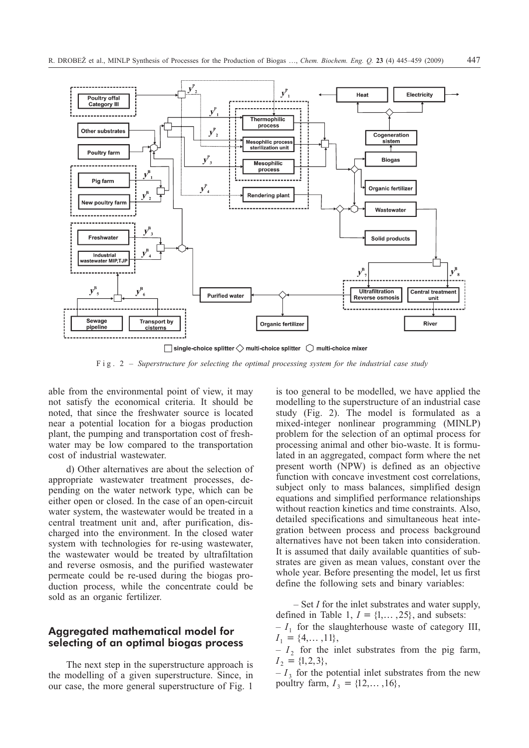F i g . 2 – *Superstructure for selecting the optimal processing system for the industrial case study*

able from the environmental point of view, it may not satisfy the economical criteria. It should be noted, that since the freshwater source is located near a potential location for a biogas production plant, the pumping and transportation cost of freshwater may be low compared to the transportation cost of industrial wastewater.

d) Other alternatives are about the selection of appropriate wastewater treatment processes, depending on the water network type, which can be either open or closed. In the case of an open-circuit water system, the wastewater would be treated in a central treatment unit and, after purification, discharged into the environment. In the closed water system with technologies for re-using wastewater, the wastewater would be treated by ultrafiltation and reverse osmosis, and the purified wastewater permeate could be re-used during the biogas production process, while the concentrate could be sold as an organic fertilizer.

## Aggregated mathematical model for selecting of an optimal biogas process

The next step in the superstructure approach is the modelling of a given superstructure. Since, in our case, the more general superstructure of Fig. 1 is too general to be modelled, we have applied the modelling to the superstructure of an industrial case study (Fig. 2). The model is formulated as a mixed-integer nonlinear programming (MINLP) problem for the selection of an optimal process for processing animal and other bio-waste. It is formulated in an aggregated, compact form where the net present worth (NPW) is defined as an objective function with concave investment cost correlations, subject only to mass balances, simplified design equations and simplified performance relationships without reaction kinetics and time constraints. Also, detailed specifications and simultaneous heat integration between process and process background alternatives have not been taken into consideration. It is assumed that daily available quantities of substrates are given as mean values, constant over the whole year. Before presenting the model, let us first define the following sets and binary variables:

– Set $I$ for the inlet substrates and water supply, defined in Table 1, $I = \{1,\dots,25\}$, and subsets:

– $I_1$ for the slaughterhouse waste of category III, $I_1 = \{4,\dots,11\}$,

– $I_2$ for the inlet substrates from the pig farm, $I_2 = \{1,2,3\}$,

– $I_3$ for the potential inlet substrates from the new poultry farm, $I_3 = \{12,\dots,16\}$,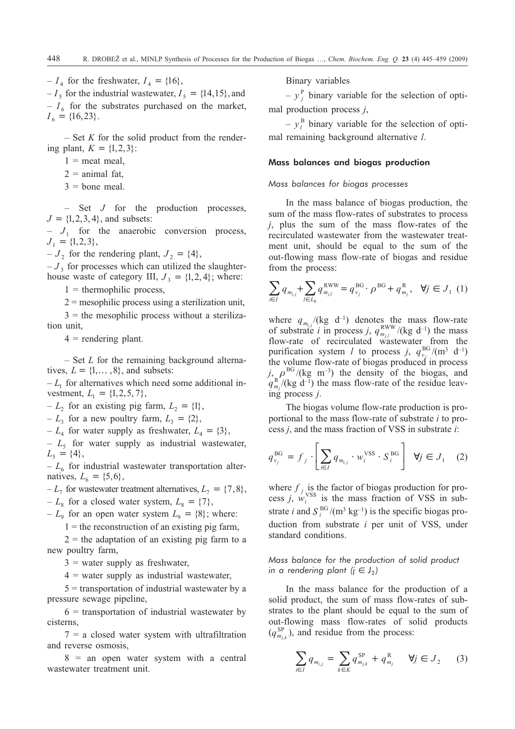– $I_4$ for the freshwater, $I_4 = \{16\}$,

– $I_5$ for the industrial wastewater, $I_5 = \{14, 15\}$, and

– $I_6$ for the substrates purchased on the market, $I_6 = \{16, 23\}$.

– Set $K$ for the solid product from the rendering plant, $K = \{1, 2, 3\}$:

1 = meat meal,

2 = animal fat,

3 = bone meal.

– Set $J$ for the production processes, $J = \{1, 2, 3, 4\}$, and subsets:

– $J_1$ for the anaerobic conversion process, $J_1 = \{1, 2, 3\}$,

– $J_2$ for the rendering plant, $J_2 = \{4\}$,

– $J_3$ for processes which can utilized the slaughterhouse waste of category III, $J_3 = \{1, 2, 4\}$; where:

1 = thermophilic process,

2 = mesophilic process using a sterilization unit,

3 = the mesophilic process without a sterilization unit,

4 = rendering plant.

– Set $L$ for the remaining background alternatives, $L = \{1, \ldots, 8\}$, and subsets:

– $L_1$ for alternatives which need some additional investment, $L_1 = \{1, 2, 5, 7\}$,

– $L_2$ for an existing pig farm, $L_2 = \{1\}$,

– $L_3$ for a new poultry farm, $L_3 = \{2\}$,

– $L_4$ for water supply as freshwater, $L_4 = \{3\}$,

– $L_5$ for water supply as industrial wastewater, $L_5 = \{4\}$,

– $L_6$ for industrial wastewater transportation alternatives, $L_6 = \{5, 6\}$,

– $L_7$ for wastewater treatment alternatives, $L_7 = \{7, 8\}$,

– $L_8$ for a closed water system, $L_8 = \{7\}$,

– $L_9$ for an open water system $L_9 = \{8\}$; where:

1 = the reconstruction of an existing pig farm,

2 = the adaptation of an existing pig farm to a new poultry farm,

3 = water supply as freshwater,

4 = water supply as industrial wastewater,

5 = transportation of industrial wastewater by a pressure sewage pipeline,

6 = transportation of industrial wastewater by cisterns,

7 = a closed water system with ultrafiltration and reverse osmosis,

8 = an open water system with a central wastewater treatment unit.

Binary variables

– $y_j^{\mathrm{P}}$ binary variable for the selection of optimal production process $j$,

– $y_l^{\mathrm{B}}$ binary variable for the selection of optimal remaining background alternative $l$.

## Mass balances and biogas production

### *Mass balances for biogas processes*

In the mass balance of biogas production, the sum of the mass flow-rates of substrates to process $j$, plus the sum of the mass flow-rates of the recirculated wastewater from the wastewater treatment unit, should be equal to the sum of the out-flowing mass flow-rate of biogas and residue from the process:

$$\sum_{i \in I} q_{m_{i,j}} + \sum_{l \in L_8} q_{m_{j,l}}^{\mathrm{RWW}} = q_{v_j}^{\mathrm{BG}} \cdot \rho^{\mathrm{BG}} + q_{m_j}^{\mathrm{R}}, \quad \forall j \in J_1 \quad (1)$$

where $q_{m_{i,j}}$/(kg d$^{-1}$) denotes the mass flow-rate of substrate $i$ in process $j$, $q_{m_{j,l}}^{\mathrm{RWW}}$/(kg d$^{-1}$) the mass flow-rate of recirculated wastewater from the purification system $l$ to process $j$, $q_{v_j}^{\mathrm{BG}}$/(m$^3$ d$^{-1}$) the volume flow-rate of biogas produced in process $j$, $\rho^{\mathrm{BG}}$/(kg m$^{-3}$) the density of the biogas, and $q_{m_j}^{\mathrm{R}}$/(kg d$^{-1}$) the mass flow-rate of the residue leaving process $j$.

The biogas volume flow-rate production is proportional to the mass flow-rate of substrate $i$ to process $j$, and the mass fraction of VSS in substrate $i$:

$$q_{v_j}^{\mathrm{BG}} = f_j \cdot \left[ \sum_{i \in I} q_{m_{i,j}} \cdot w_i^{\mathrm{VSS}} \cdot S_i^{\mathrm{BG}} \right] \quad \forall j \in J_1 \quad (2)$$

where $f_j$ is the factor of biogas production for process $j$, $w_i^{\mathrm{VSS}}$ is the mass fraction of VSS in substrate $i$ and $S_i^{\mathrm{BG}}$/(m$^3$ kg$^{-1}$) is the specific biogas production from substrate $i$ per unit of VSS, under standard conditions.

### *Mass balance for the production of solid product in a rendering plant ($j \in J_2$)*

In the mass balance for the production of a solid product, the sum of mass flow-rates of substrates to the plant should be equal to the sum of out-flowing mass flow-rates of solid products ($q_{m_{j,k}}^{\mathrm{SP}}$), and residue from the process:

$$\sum_{i \in I} q_{m_{i,j}} = \sum_{k \in K} q_{m_{j,k}}^{\mathrm{SP}} + q_{m_j}^{\mathrm{R}} \quad \forall j \in J_2 \quad (3)$$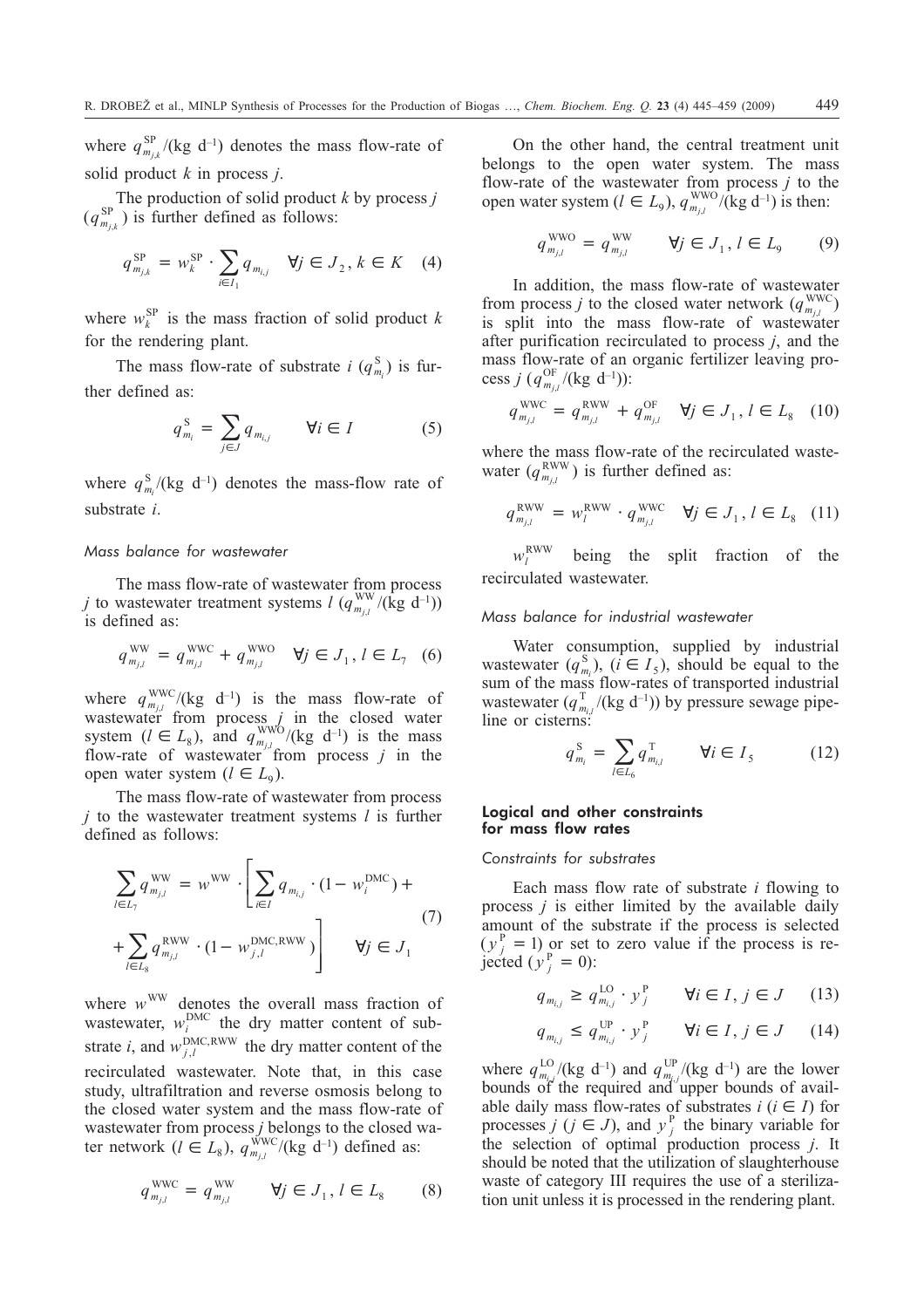where $q^{\mathrm{SP}}_{m_{j,k}}$/(kg d$^{-1}$) denotes the mass flow-rate of solid product $k$ in process $j$.

The production of solid product $k$ by process $j$ ($q^{\mathrm{SP}}_{m_{j,k}}$) is further defined as follows:

$$q^{\mathrm{SP}}_{m_{j,k}} = w^{\mathrm{SP}}_k \cdot \sum_{i \in I_1} q_{m_{i,j}} \quad \forall j \in J_2, k \in K \quad (4)$$

where $w^{\mathrm{SP}}_k$ is the mass fraction of solid product $k$ for the rendering plant.

The mass flow-rate of substrate $i$ ($q^{\mathrm{S}}_{m_i}$) is further defined as:

$$q^{\mathrm{S}}_{m_i} = \sum_{j \in J} q_{m_{i,j}} \qquad \forall i \in I \qquad (5)$$

where $q^{\mathrm{S}}_{m_i}$/(kg d$^{-1}$) denotes the mass-flow rate of substrate $i$.

### *Mass balance for wastewater*

The mass flow-rate of wastewater from process $j$ to wastewater treatment systems $l$ ($q^{\mathrm{WW}}_{m_{j,l}}$/(kg d$^{-1}$)) is defined as:

$$q^{\mathrm{WW}}_{m_{j,l}} = q^{\mathrm{WWC}}_{m_{j,l}} + q^{\mathrm{WWO}}_{m_{j,l}} \quad \forall j \in J_1, l \in L_7 \quad (6)$$

where $q^{\mathrm{WWC}}_{m_{j,l}}$/(kg d$^{-1}$) is the mass flow-rate of wastewater from process $j$ in the closed water system ($l \in L_8$), and $q^{\mathrm{WWO}}_{m_{j,l}}$/(kg d$^{-1}$) is the mass flow-rate of wastewater from process $j$ in the open water system ($l \in L_9$).

The mass flow-rate of wastewater from process $j$ to the wastewater treatment systems $l$ is further defined as follows:

$$\sum_{l \in L_7} q^{\mathrm{WW}}_{m_{j,l}} = w^{\mathrm{WW}} \cdot \left[ \sum_{i \in I} q_{m_{i,j}} \cdot (1 - w^{\mathrm{DMC}}_i) + \sum_{l \in L_8} q^{\mathrm{RWW}}_{m_{j,l}} \cdot (1 - w^{\mathrm{DMC,RWW}}_{j,l}) \right] \qquad \forall j \in J_1 \quad (7)$$

where $w^{\mathrm{WW}}$ denotes the overall mass fraction of wastewater, $w^{\mathrm{DMC}}_i$ the dry matter content of substrate $i$, and $w^{\mathrm{DMC,RWW}}_{j,l}$ the dry matter content of the recirculated wastewater. Note that, in this case study, ultrafiltration and reverse osmosis belong to the closed water system and the mass flow-rate of wastewater from process $j$ belongs to the closed water network ($l \in L_8$), $q^{\mathrm{WWC}}_{m_{j,l}}$/(kg d$^{-1}$) defined as:

$$q^{\mathrm{WWC}}_{m_{j,l}} = q^{\mathrm{WW}}_{m_{j,l}} \qquad \forall j \in J_1, l \in L_8 \qquad (8)$$

On the other hand, the central treatment unit belongs to the open water system. The mass flow-rate of the wastewater from process $j$ to the open water system ($l \in L_9$), $q^{\mathrm{WWO}}_{m_{j,l}}$/(kg d$^{-1}$) is then:

$$q^{\mathrm{WWO}}_{m_{j,l}} = q^{\mathrm{WW}}_{m_{j,l}} \qquad \forall j \in J_1, l \in L_9 \qquad (9)$$

In addition, the mass flow-rate of wastewater from process $j$ to the closed water network ($q^{\mathrm{WWC}}_{m_{j,l}}$) is split into the mass flow-rate of wastewater after purification recirculated to process $j$, and the mass flow-rate of an organic fertilizer leaving process $j$ ($q^{\mathrm{OF}}_{m_{j,l}}$/(kg d$^{-1}$)):

$$q^{\mathrm{WWC}}_{m_{j,l}} = q^{\mathrm{RWW}}_{m_{j,l}} + q^{\mathrm{OF}}_{m_{j,l}} \quad \forall j \in J_1, l \in L_8 \quad (10)$$

where the mass flow-rate of the recirculated wastewater ($q^{\mathrm{RWW}}_{m_{j,l}}$) is further defined as:

$$q^{\mathrm{RWW}}_{m_{j,l}} = w^{\mathrm{RWW}}_l \cdot q^{\mathrm{WWC}}_{m_{j,l}} \quad \forall j \in J_1, l \in L_8 \quad (11)$$

$w^{\mathrm{RWW}}_l$ being the split fraction of the recirculated wastewater.

### *Mass balance for industrial wastewater*

Water consumption, supplied by industrial wastewater ($q^{\mathrm{S}}_{m_i}$), ($i \in I_5$), should be equal to the sum of the mass flow-rates of transported industrial wastewater ($q^{\mathrm{T}}_{m_{i,l}}$/(kg d$^{-1}$)) by pressure sewage pipeline or cisterns:

$$q^{\mathrm{S}}_{m_i} = \sum_{l \in L_6} q^{\mathrm{T}}_{m_{i,l}} \qquad \forall i \in I_5 \qquad (12)$$

## Logical and other constraints for mass flow rates

### *Constraints for substrates*

Each mass flow rate of substrate $i$ flowing to process $j$ is either limited by the available daily amount of the substrate if the process is selected ($y^{\mathrm{P}}_j = 1$) or set to zero value if the process is rejected ($y^{\mathrm{P}}_j = 0$):

$$q_{m_{i,j}} \geq q^{\mathrm{LO}}_{m_{i,j}} \cdot y^{\mathrm{P}}_j \qquad \forall i \in I, j \in J \qquad (13)$$

$$q_{m_{i,j}} \leq q^{\mathrm{UP}}_{m_{i,j}} \cdot y^{\mathrm{P}}_j \qquad \forall i \in I, j \in J \qquad (14)$$

where $q^{\mathrm{LO}}_{m_{i,j}}$/(kg d$^{-1}$) and $q^{\mathrm{UP}}_{m_{i,j}}$/(kg d$^{-1}$) are the lower bounds of the required and upper bounds of available daily mass flow-rates of substrates $i$ ($i \in I$) for processes $j$ ($j \in J$), and $y^{\mathrm{P}}_j$ the binary variable for the selection of optimal production process $j$. It should be noted that the utilization of slaughterhouse waste of category III requires the use of a sterilization unit unless it is processed in the rendering plant.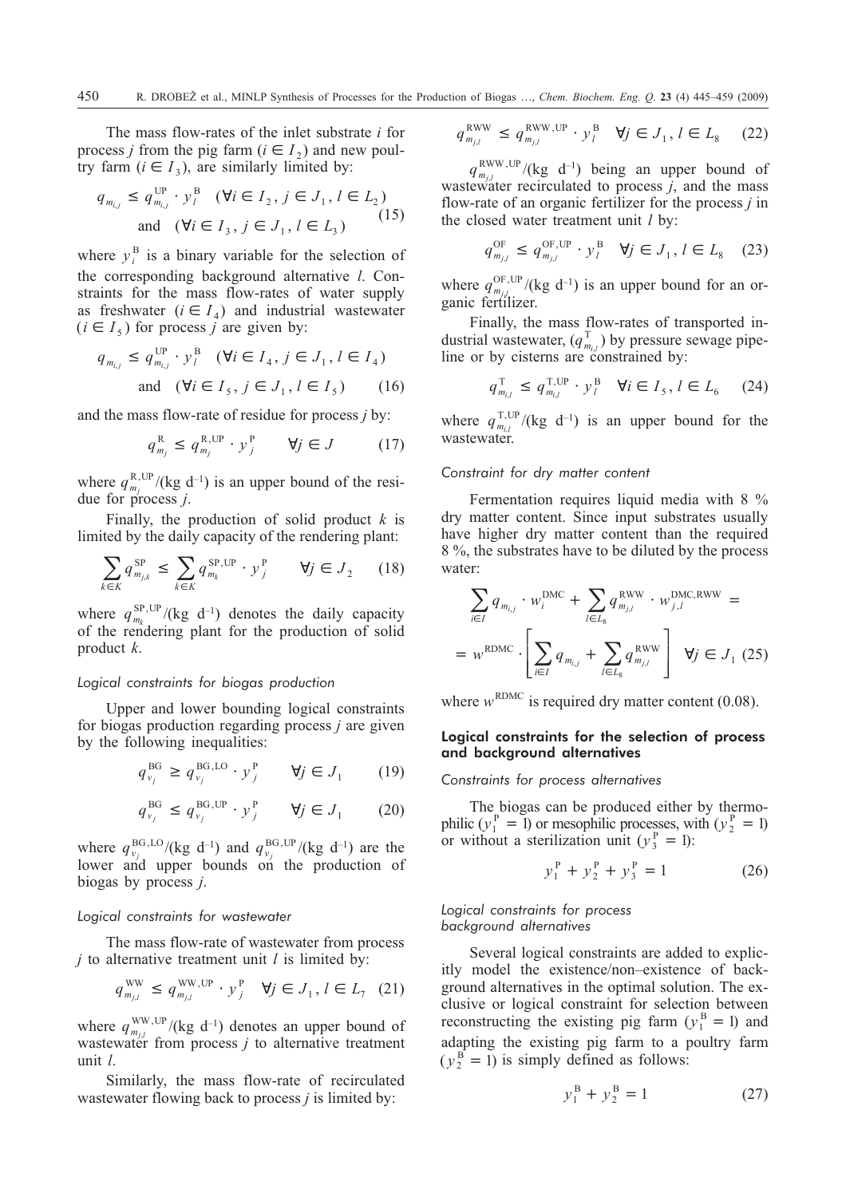The mass flow-rates of the inlet substrate $i$ for process $j$ from the pig farm ($i \in I_2$) and new poultry farm ($i \in I_3$), are similarly limited by:

$$q_{m_{i,j}} \leq q_{m_{i,j}}^{\mathrm{UP}} \cdot y_l^{\mathrm{B}} \quad (\forall i \in I_2, j \in J_1, l \in L_2) \quad \text{and} \quad (\forall i \in I_3, j \in J_1, l \in L_3) \tag{15}$$

where $y_l^{\mathrm{B}}$ is a binary variable for the selection of the corresponding background alternative $l$. Constraints for the mass flow-rates of water supply as freshwater ($i \in I_4$) and industrial wastewater ($i \in I_5$) for process $j$ are given by:

$$q_{m_{i,j}} \leq q_{m_{i,j}}^{\mathrm{UP}} \cdot y_l^{\mathrm{B}} \quad (\forall i \in I_4, j \in J_1, l \in I_4) \quad \text{and} \quad (\forall i \in I_5, j \in J_1, l \in I_5) \tag{16}$$

and the mass flow-rate of residue for process $j$ by:

$$q_{m_j}^{\mathrm{R}} \leq q_{m_j}^{\mathrm{R,UP}} \cdot y_j^{\mathrm{P}} \qquad \forall j \in J \tag{17}$$

where $q_{m_j}^{\mathrm{R,UP}}/(\mathrm{kg\ d^{-1}})$ is an upper bound of the residue for process $j$.

Finally, the production of solid product $k$ is limited by the daily capacity of the rendering plant:

$$\sum_{k \in K} q_{m_{j,k}}^{\mathrm{SP}} \leq \sum_{k \in K} q_{m_k}^{\mathrm{SP,UP}} \cdot y_j^{\mathrm{P}} \qquad \forall j \in J_2 \tag{18}$$

where $q_{m_k}^{\mathrm{SP,UP}}/(\mathrm{kg\ d^{-1}})$ denotes the daily capacity of the rendering plant for the production of solid product $k$.

*Logical constraints for biogas production*

Upper and lower bounding logical constraints for biogas production regarding process $j$ are given by the following inequalities:

$$q_{v_j}^{\mathrm{BG}} \geq q_{v_j}^{\mathrm{BG,LO}} \cdot y_j^{\mathrm{P}} \qquad \forall j \in J_1 \tag{19}$$

$$q_{v_j}^{\mathrm{BG}} \leq q_{v_j}^{\mathrm{BG,UP}} \cdot y_j^{\mathrm{P}} \qquad \forall j \in J_1 \tag{20}$$

where $q_{v_j}^{\mathrm{BG,LO}}/(\mathrm{kg\ d^{-1}})$ and $q_{v_j}^{\mathrm{BG,UP}}/(\mathrm{kg\ d^{-1}})$ are the lower and upper bounds on the production of biogas by process $j$.

*Logical constraints for wastewater*

The mass flow-rate of wastewater from process $j$ to alternative treatment unit $l$ is limited by:

$$q_{m_{j,l}}^{\mathrm{WW}} \leq q_{m_{j,l}}^{\mathrm{WW,UP}} \cdot y_j^{\mathrm{P}} \quad \forall j \in J_1, l \in L_7 \tag{21}$$

where $q_{m_{j,l}}^{\mathrm{WW,UP}}/(\mathrm{kg\ d^{-1}})$ denotes an upper bound of wastewater from process $j$ to alternative treatment unit $l$.

Similarly, the mass flow-rate of recirculated wastewater flowing back to process $j$ is limited by:

$$q_{m_{j,l}}^{\mathrm{RWW}} \leq q_{m_{j,l}}^{\mathrm{RWW,UP}} \cdot y_l^{\mathrm{B}} \quad \forall j \in J_1, l \in L_8 \tag{22}$$

$q_{m_{j,l}}^{\mathrm{RWW,UP}}/(\mathrm{kg\ d^{-1}})$ being an upper bound of wastewater recirculated to process $j$, and the mass flow-rate of an organic fertilizer for the process $j$ in the closed water treatment unit $l$ by:

$$q_{m_{j,l}}^{\mathrm{OF}} \leq q_{m_{j,l}}^{\mathrm{OF,UP}} \cdot y_l^{\mathrm{B}} \quad \forall j \in J_1, l \in L_8 \tag{23}$$

where $q_{m_{j,l}}^{\mathrm{OF,UP}}/(\mathrm{kg\ d^{-1}})$ is an upper bound for an organic fertilizer.

Finally, the mass flow-rates of transported industrial wastewater, ($q_{m_{i,l}}^{\mathrm{T}}$) by pressure sewage pipeline or by cisterns are constrained by:

$$q_{m_{i,l}}^{\mathrm{T}} \leq q_{m_{i,l}}^{\mathrm{T,UP}} \cdot y_l^{\mathrm{B}} \quad \forall i \in I_5, l \in L_6 \tag{24}$$

where $q_{m_{i,l}}^{\mathrm{T,UP}}/(\mathrm{kg\ d^{-1}})$ is an upper bound for the wastewater.

*Constraint for dry matter content*

Fermentation requires liquid media with 8 % dry matter content. Since input substrates usually have higher dry matter content than the required 8 %, the substrates have to be diluted by the process water:

$$\sum_{i \in I} q_{m_{i,j}} \cdot w_i^{\mathrm{DMC}} + \sum_{l \in L_8} q_{m_{j,l}}^{\mathrm{RWW}} \cdot w_{j,l}^{\mathrm{DMC,RWW}} = w^{\mathrm{RDMC}} \cdot \left[ \sum_{i \in I} q_{m_{i,j}} + \sum_{l \in L_8} q_{m_{j,l}}^{\mathrm{RWW}} \right] \quad \forall j \in J_1 \tag{25}$$

where $w^{\mathrm{RDMC}}$ is required dry matter content (0.08).

### Logical constraints for the selection of process and background alternatives

*Constraints for process alternatives*

The biogas can be produced either by thermophilic ($y_1^{\mathrm{P}} = 1$) or mesophilic processes, with ($y_2^{\mathrm{P}} = 1$) or without a sterilization unit ($y_3^{\mathrm{P}} = 1$):

$$y_1^{\mathrm{P}} + y_2^{\mathrm{P}} + y_3^{\mathrm{P}} = 1 \tag{26}$$

*Logical constraints for process background alternatives*

Several logical constraints are added to explicitly model the existence/non–existence of background alternatives in the optimal solution. The exclusive or logical constraint for selection between reconstructing the existing pig farm ($y_1^{\mathrm{B}} = 1$) and adapting the existing pig farm to a poultry farm ($y_2^{\mathrm{B}} = 1$) is simply defined as follows:

$$y_1^{\mathrm{B}} + y_2^{\mathrm{B}} = 1 \tag{27}$$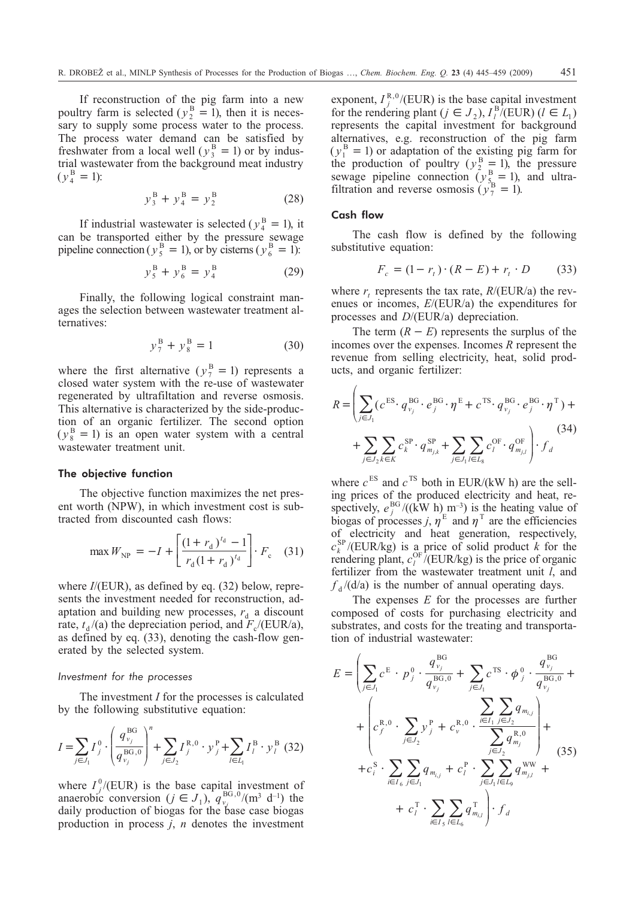If reconstruction of the pig farm into a new poultry farm is selected ($y_2^{\mathrm{B}} = 1$), then it is necessary to supply some process water to the process. The process water demand can be satisfied by freshwater from a local well ($y_3^{\mathrm{B}} = 1$) or by industrial wastewater from the background meat industry ($y_4^{\mathrm{B}} = 1$):

$$y_3^{\mathrm{B}} + y_4^{\mathrm{B}} = y_2^{\mathrm{B}} \tag{28}$$

If industrial wastewater is selected ($y_4^{\mathrm{B}} = 1$), it can be transported either by the pressure sewage pipeline connection ($y_5^{\mathrm{B}} = 1$), or by cisterns ($y_6^{\mathrm{B}} = 1$):

$$y_5^{\mathrm{B}} + y_6^{\mathrm{B}} = y_4^{\mathrm{B}} \tag{29}$$

Finally, the following logical constraint manages the selection between wastewater treatment alternatives:

$$y_7^{\mathrm{B}} + y_8^{\mathrm{B}} = 1 \tag{30}$$

where the first alternative ($y_7^{\mathrm{B}} = 1$) represents a closed water system with the re-use of wastewater regenerated by ultrafiltation and reverse osmosis. This alternative is characterized by the side-production of an organic fertilizer. The second option ($y_8^{\mathrm{B}} = 1$) is an open water system with a central wastewater treatment unit.

## The objective function

The objective function maximizes the net present worth (NPW), in which investment cost is subtracted from discounted cash flows:

$$\max W_{\mathrm{NP}} = -I + \left[ \frac{(1 + r_{\mathrm{d}})^{t_{\mathrm{d}}} - 1}{r_{\mathrm{d}}(1 + r_{\mathrm{d}})^{t_{\mathrm{d}}}} \right] \cdot F_{\mathrm{c}} \tag{31}$$

where $I$/(EUR), as defined by eq. (32) below, represents the investment needed for reconstruction, adaptation and building new processes, $r_{\mathrm{d}}$ a discount rate, $t_{\mathrm{d}}$/(a) the depreciation period, and $F_{\mathrm{c}}$/(EUR/a), as defined by eq. (33), denoting the cash-flow generated by the selected system.

### *Investment for the processes*

The investment $I$ for the processes is calculated by the following substitutive equation:

$$I = \sum_{j \in J_1} I_j^0 \cdot \left( \frac{q_{v_j}^{\mathrm{BG}}}{q_{v_j}^{\mathrm{BG},0}} \right)^n + \sum_{j \in J_2} I_j^{\mathrm{R},0} \cdot y_j^{\mathrm{P}} + \sum_{l \in L_1} I_l^{\mathrm{B}} \cdot y_l^{\mathrm{B}} \tag{32}$$

where $I_j^0$/(EUR) is the base capital investment of anaerobic conversion ($j \in J_1$), $q_{v_j}^{\mathrm{BG},0}$/(m$^3$ d$^{-1}$) the daily production of biogas for the base case biogas production in process $j$, $n$ denotes the investment exponent, $I_j^{\mathrm{R},0}$/(EUR) is the base capital investment for the rendering plant ($j \in J_2$), $I_l^{\mathrm{B}}$/(EUR) ($l \in L_1$) represents the capital investment for background alternatives, e.g. reconstruction of the pig farm ($y_1^{\mathrm{B}} = 1$) or adaptation of the existing pig farm for the production of poultry ($y_2^{\mathrm{B}} = 1$), the pressure sewage pipeline connection ($y_5^{\mathrm{B}} = 1$), and ultrafiltration and reverse osmosis ($y_7^{\mathrm{B}} = 1$).

## Cash flow

The cash flow is defined by the following substitutive equation:

$$F_c = (1 - r_t) \cdot (R - E) + r_t \cdot D \tag{33}$$

where $r_t$ represents the tax rate, $R$/(EUR/a) the revenues or incomes, $E$/(EUR/a) the expenditures for processes and $D$/(EUR/a) depreciation.

The term $(R - E)$ represents the surplus of the incomes over the expenses. Incomes $R$ represent the revenue from selling electricity, heat, solid products, and organic fertilizer:

$$R = \left( \sum_{j \in J_1} (c^{\mathrm{ES}} \cdot q_{v_j}^{\mathrm{BG}} \cdot e_j^{\mathrm{BG}} \cdot \eta^{\mathrm{E}} + c^{\mathrm{TS}} \cdot q_{v_j}^{\mathrm{BG}} \cdot e_j^{\mathrm{BG}} \cdot \eta^{\mathrm{T}}) + \sum_{j \in J_2} \sum_{k \in K} c_k^{\mathrm{SP}} \cdot q_{m_{j,k}}^{\mathrm{SP}} + \sum_{j \in J_1} \sum_{l \in L_8} c_l^{\mathrm{OF}} \cdot q_{m_{j,l}}^{\mathrm{OF}} \right) \cdot f_d \tag{34}$$

where $c^{\mathrm{ES}}$ and $c^{\mathrm{TS}}$ both in EUR/(kW h) are the selling prices of the produced electricity and heat, respectively, $e_j^{\mathrm{BG}}$/((kW h) m$^{-3}$) is the heating value of biogas of processes $j$, $\eta^{\mathrm{E}}$ and $\eta^{\mathrm{T}}$ are the efficiencies of electricity and heat generation, respectively, $c_k^{\mathrm{SP}}$/(EUR/kg) is a price of solid product $k$ for the rendering plant, $c_l^{\mathrm{OF}}$/(EUR/kg) is the price of organic fertilizer from the wastewater treatment unit $l$, and $f_d$/(d/a) is the number of annual operating days.

The expenses $E$ for the processes are further composed of costs for purchasing electricity and substrates, and costs for the treating and transportation of industrial wastewater:

$$E = \left( \sum_{j \in J_1} c^{\mathrm{E}} \cdot p_j^0 \cdot \frac{q_{v_j}^{\mathrm{BG}}}{q_{v_j}^{\mathrm{BG},0}} + \sum_{j \in J_1} c^{\mathrm{TS}} \cdot \phi_j^0 \cdot \frac{q_{v_j}^{\mathrm{BG}}}{q_{v_j}^{\mathrm{BG},0}} + \left( c_f^{\mathrm{R},0} \cdot \sum_{j \in J_2} y_j^{\mathrm{P}} + c_v^{\mathrm{R},0} \cdot \frac{\sum_{i \in I_1} \sum_{j \in J_2} q_{m_{i,j}}}{\sum_{j \in J_2} q_{m_j}^{\mathrm{R},0}} \right) + c_i^{\mathrm{S}} \cdot \sum_{i \in I_6} \sum_{j \in J_1} q_{m_{i,j}} + c_l^{\mathrm{P}} \cdot \sum_{j \in J_1} \sum_{l \in L_9} q_{m_{j,l}}^{\mathrm{WW}} + c_l^{\mathrm{T}} \cdot \sum_{i \in I_5} \sum_{l \in L_6} q_{m_{i,l}}^{\mathrm{T}} \right) \cdot f_d \tag{35}$$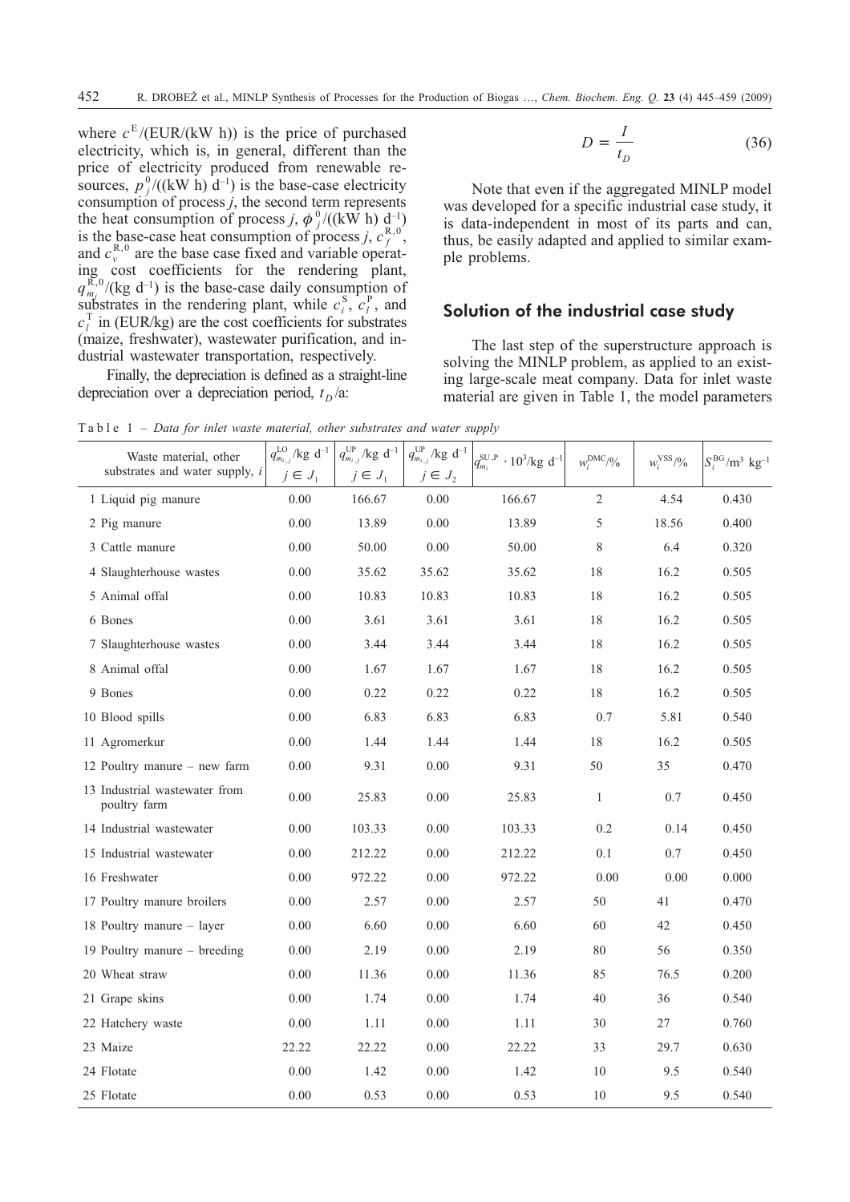where $c^{E}$/(EUR/(kW h)) is the price of purchased electricity, which is, in general, different than the price of electricity produced from renewable resources, $p_j^0$/((kW h) d$^{-1}$) is the base-case electricity consumption of process $j$, the second term represents the heat consumption of process $j$, $\phi_j^0$/((kW h) d$^{-1}$) is the base-case heat consumption of process $j$, $c_f^{R,0}$, and $c_v^{R,0}$ are the base case fixed and variable operating cost coefficients for the rendering plant, $q_{m_j}^{R,0}$/(kg d$^{-1}$) is the base-case daily consumption of substrates in the rendering plant, while $c_i^{S}$, $c_l^{P}$, and $c_l^{T}$ in (EUR/kg) are the cost coefficients for substrates (maize, freshwater), wastewater purification, and industrial wastewater transportation, respectively.

Finally, the depreciation is defined as a straight-line depreciation over a depreciation period, $t_D$/a:

$$D = \frac{I}{t_D} \tag{36}$$

Note that even if the aggregated MINLP model was developed for a specific industrial case study, it is data-independent in most of its parts and can, thus, be easily adapted and applied to similar example problems.

## Solution of the industrial case study

The last step of the superstructure approach is solving the MINLP problem, as applied to an existing large-scale meat company. Data for inlet waste material are given in Table 1, the model parameters

Table 1 – *Data for inlet waste material, other substrates and water supply*

| Waste material, other substrates and water supply, $i$ | $q_{m_{i,j}}^{LO}$/kg d$^{-1}$ $j \in J_1$ | $q_{m_{i,j}}^{UP}$/kg d$^{-1}$ $j \in J_1$ | $q_{m_{i,j}}^{UP}$/kg d$^{-1}$ $j \in J_2$ | $q_{m_i}^{SU,P} \cdot 10^3$/kg d$^{-1}$ | $w_i^{DMC}$/% | $w_i^{VSS}$/% | $S_i^{BG}$/m$^3$ kg$^{-1}$ |
|---|---|---|---|---|---|---|---|
| 1 Liquid pig manure | 0.00 | 166.67 | 0.00 | 166.67 | 2 | 4.54 | 0.430 |
| 2 Pig manure | 0.00 | 13.89 | 0.00 | 13.89 | 5 | 18.56 | 0.400 |
| 3 Cattle manure | 0.00 | 50.00 | 0.00 | 50.00 | 8 | 6.4 | 0.320 |
| 4 Slaughterhouse wastes | 0.00 | 35.62 | 35.62 | 35.62 | 18 | 16.2 | 0.505 |
| 5 Animal offal | 0.00 | 10.83 | 10.83 | 10.83 | 18 | 16.2 | 0.505 |
| 6 Bones | 0.00 | 3.61 | 3.61 | 3.61 | 18 | 16.2 | 0.505 |
| 7 Slaughterhouse wastes | 0.00 | 3.44 | 3.44 | 3.44 | 18 | 16.2 | 0.505 |
| 8 Animal offal | 0.00 | 1.67 | 1.67 | 1.67 | 18 | 16.2 | 0.505 |
| 9 Bones | 0.00 | 0.22 | 0.22 | 0.22 | 18 | 16.2 | 0.505 |
| 10 Blood spills | 0.00 | 6.83 | 6.83 | 6.83 | 0.7 | 5.81 | 0.540 |
| 11 Agromerkur | 0.00 | 1.44 | 1.44 | 1.44 | 18 | 16.2 | 0.505 |
| 12 Poultry manure – new farm | 0.00 | 9.31 | 0.00 | 9.31 | 50 | 35 | 0.470 |
| 13 Industrial wastewater from poultry farm | 0.00 | 25.83 | 0.00 | 25.83 | 1 | 0.7 | 0.450 |
| 14 Industrial wastewater | 0.00 | 103.33 | 0.00 | 103.33 | 0.2 | 0.14 | 0.450 |
| 15 Industrial wastewater | 0.00 | 212.22 | 0.00 | 212.22 | 0.1 | 0.7 | 0.450 |
| 16 Freshwater | 0.00 | 972.22 | 0.00 | 972.22 | 0.00 | 0.00 | 0.000 |
| 17 Poultry manure broilers | 0.00 | 2.57 | 0.00 | 2.57 | 50 | 41 | 0.470 |
| 18 Poultry manure – layer | 0.00 | 6.60 | 0.00 | 6.60 | 60 | 42 | 0.450 |
| 19 Poultry manure – breeding | 0.00 | 2.19 | 0.00 | 2.19 | 80 | 56 | 0.350 |
| 20 Wheat straw | 0.00 | 11.36 | 0.00 | 11.36 | 85 | 76.5 | 0.200 |
| 21 Grape skins | 0.00 | 1.74 | 0.00 | 1.74 | 40 | 36 | 0.540 |
| 22 Hatchery waste | 0.00 | 1.11 | 0.00 | 1.11 | 30 | 27 | 0.760 |
| 23 Maize | 22.22 | 22.22 | 0.00 | 22.22 | 33 | 29.7 | 0.630 |
| 24 Flotate | 0.00 | 1.42 | 0.00 | 1.42 | 10 | 9.5 | 0.540 |
| 25 Flotate | 0.00 | 0.53 | 0.00 | 0.53 | 10 | 9.5 | 0.540 |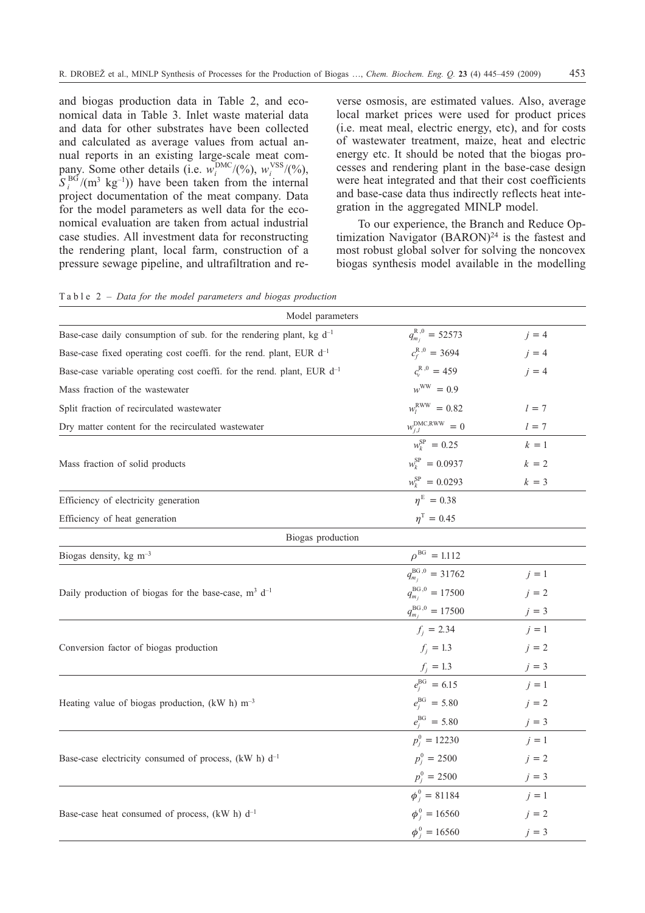and biogas production data in Table 2, and economical data in Table 3. Inlet waste material data and data for other substrates have been collected and calculated as average values from actual annual reports in an existing large-scale meat company. Some other details (i.e. $w_i^{\mathrm{DMC}}/(\%)$, $w_i^{\mathrm{VSS}}/(\%)$, $S_i^{\mathrm{BG}}/(\mathrm{m}^3\ \mathrm{kg}^{-1})$) have been taken from the internal project documentation of the meat company. Data for the model parameters as well data for the economical evaluation are taken from actual industrial case studies. All investment data for reconstructing the rendering plant, local farm, construction of a pressure sewage pipeline, and ultrafiltration and reverse osmosis, are estimated values. Also, average local market prices were used for product prices (i.e. meat meal, electric energy, etc), and for costs of wastewater treatment, maize, heat and electric energy etc. It should be noted that the biogas processes and rendering plant in the base-case design were heat integrated and that their cost coefficients and base-case data thus indirectly reflects heat integration in the aggregated MINLP model.

To our experience, the Branch and Reduce Optimization Navigator (BARON)[24] is the fastest and most robust global solver for solving the noncovex biogas synthesis model available in the modelling

Table 2 – *Data for the model parameters and biogas production*

| Model parameters | | |
|---|---|---|
| Base-case daily consumption of sub. for the rendering plant, kg d$^{-1}$ | $q_{m_j}^{\mathrm{R},0} = 52573$ | $j = 4$ |
| Base-case fixed operating cost coeffi. for the rend. plant, EUR d$^{-1}$ | $c_f^{\mathrm{R},0} = 3694$ | $j = 4$ |
| Base-case variable operating cost coeffi. for the rend. plant, EUR d$^{-1}$ | $c_v^{\mathrm{R},0} = 459$ | $j = 4$ |
| Mass fraction of the wastewater | $w^{\mathrm{WW}} = 0.9$ | |
| Split fraction of recirculated wastewater | $w_l^{\mathrm{RWW}} = 0.82$ | $l = 7$ |
| Dry matter content for the recirculated wastewater | $w_{j,l}^{\mathrm{DMC,RWW}} = 0$ | $l = 7$ |
| Mass fraction of solid products | $w_k^{\mathrm{SP}} = 0.25$ | $k = 1$ |
| | $w_k^{\mathrm{SP}} = 0.0937$ | $k = 2$ |
| | $w_k^{\mathrm{SP}} = 0.0293$ | $k = 3$ |
| Efficiency of electricity generation | $\eta^{\mathrm{E}} = 0.38$ | |
| Efficiency of heat generation | $\eta^{\mathrm{T}} = 0.45$ | |
| **Biogas production** | | |
| Biogas density, kg m$^{-3}$ | $\rho^{\mathrm{BG}} = 1.112$ | |
| Daily production of biogas for the base-case, m$^3$ d$^{-1}$ | $q_{m_j}^{\mathrm{BG},0} = 31762$ | $j = 1$ |
| | $q_{m_j}^{\mathrm{BG},0} = 17500$ | $j = 2$ |
| | $q_{m_j}^{\mathrm{BG},0} = 17500$ | $j = 3$ |
| Conversion factor of biogas production | $f_j = 2.34$ | $j = 1$ |
| | $f_j = 1.3$ | $j = 2$ |
| | $f_j = 1.3$ | $j = 3$ |
| Heating value of biogas production, (kW h) m$^{-3}$ | $e_j^{\mathrm{BG}} = 6.15$ | $j = 1$ |
| | $e_j^{\mathrm{BG}} = 5.80$ | $j = 2$ |
| | $e_j^{\mathrm{BG}} = 5.80$ | $j = 3$ |
| Base-case electricity consumed of process, (kW h) d$^{-1}$ | $p_j^0 = 12230$ | $j = 1$ |
| | $p_j^0 = 2500$ | $j = 2$ |
| | $p_j^0 = 2500$ | $j = 3$ |
| Base-case heat consumed of process, (kW h) d$^{-1}$ | $\phi_j^0 = 81184$ | $j = 1$ |
| | $\phi_j^0 = 16560$ | $j = 2$ |
| | $\phi_j^0 = 16560$ | $j = 3$ |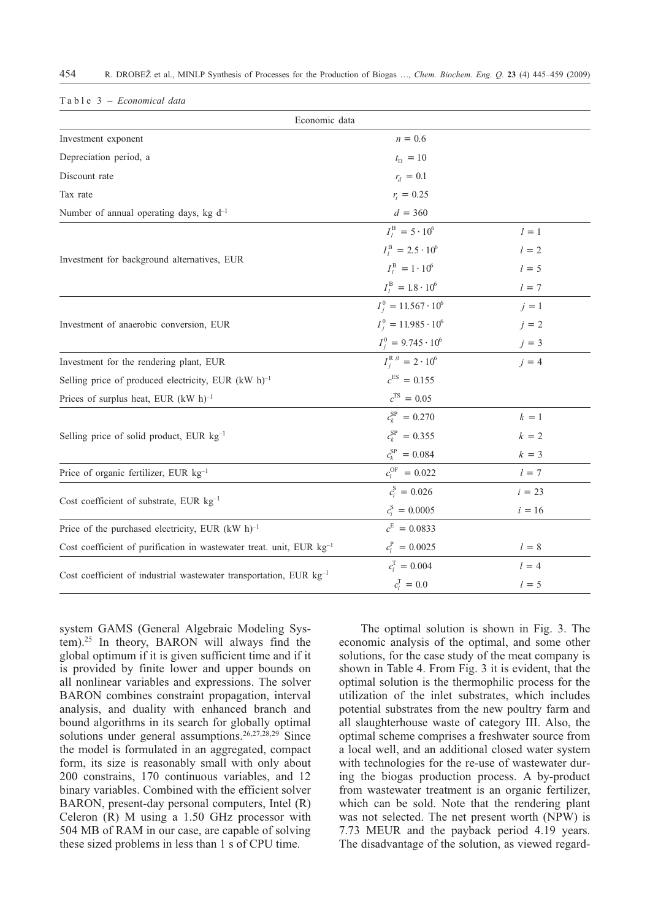Table 3 – *Economical data*

| Economic data | | |
|---|---|---|
| Investment exponent | $n = 0.6$ | |
| Depreciation period, a | $t_D = 10$ | |
| Discount rate | $r_d = 0.1$ | |
| Tax rate | $r_t = 0.25$ | |
| Number of annual operating days, kg $d^{-1}$ | $d = 360$ | |
| Investment for background alternatives, EUR | $I_l^B = 5 \cdot 10^6$ | $l = 1$ |
| | $I_l^B = 2.5 \cdot 10^6$ | $l = 2$ |
| | $I_l^B = 1 \cdot 10^6$ | $l = 5$ |
| | $I_l^B = 1.8 \cdot 10^6$ | $l = 7$ |
| Investment of anaerobic conversion, EUR | $I_j^0 = 11.567 \cdot 10^6$ | $j = 1$ |
| | $I_j^0 = 11.985 \cdot 10^6$ | $j = 2$ |
| | $I_j^0 = 9.745 \cdot 10^6$ | $j = 3$ |
| Investment for the rendering plant, EUR | $I_j^{R,0} = 2 \cdot 10^6$ | $j = 4$ |
| Selling price of produced electricity, EUR $(kW\ h)^{-1}$ | $c^{ES} = 0.155$ | |
| Prices of surplus heat, EUR $(kW\ h)^{-1}$ | $c^{TS} = 0.05$ | |
| Selling price of solid product, EUR $kg^{-1}$ | $c_k^{SP} = 0.270$ | $k = 1$ |
| | $c_k^{SP} = 0.355$ | $k = 2$ |
| | $c_k^{SP} = 0.084$ | $k = 3$ |
| Price of organic fertilizer, EUR $kg^{-1}$ | $c_l^{OF} = 0.022$ | $l = 7$ |
| Cost coefficient of substrate, EUR $kg^{-1}$ | $c_i^S = 0.026$ | $i = 23$ |
| | $c_i^S = 0.0005$ | $i = 16$ |
| Price of the purchased electricity, EUR $(kW\ h)^{-1}$ | $c^E = 0.0833$ | |
| Cost coefficient of purification in wastewater treat. unit, EUR $kg^{-1}$ | $c_l^P = 0.0025$ | $l = 8$ |
| Cost coefficient of industrial wastewater transportation, EUR $kg^{-1}$ | $c_l^T = 0.004$ | $l = 4$ |
| | $c_l^T = 0.0$ | $l = 5$ |

system GAMS (General Algebraic Modeling System).[25] In theory, BARON will always find the global optimum if it is given sufficient time and if it is provided by finite lower and upper bounds on all nonlinear variables and expressions. The solver BARON combines constraint propagation, interval analysis, and duality with enhanced branch and bound algorithms in its search for globally optimal solutions under general assumptions.[26,27,28,29] Since the model is formulated in an aggregated, compact form, its size is reasonably small with only about 200 constrains, 170 continuous variables, and 12 binary variables. Combined with the efficient solver BARON, present-day personal computers, Intel (R) Celeron (R) M using a 1.50 GHz processor with 504 MB of RAM in our case, are capable of solving these sized problems in less than 1 s of CPU time.

The optimal solution is shown in Fig. 3. The economic analysis of the optimal, and some other solutions, for the case study of the meat company is shown in Table 4. From Fig. 3 it is evident, that the optimal solution is the thermophilic process for the utilization of the inlet substrates, which includes potential substrates from the new poultry farm and all slaughterhouse waste of category III. Also, the optimal scheme comprises a freshwater source from a local well, and an additional closed water system with technologies for the re-use of wastewater during the biogas production process. A by-product from wastewater treatment is an organic fertilizer, which can be sold. Note that the rendering plant was not selected. The net present worth (NPW) is 7.73 MEUR and the payback period 4.19 years. The disadvantage of the solution, as viewed regard-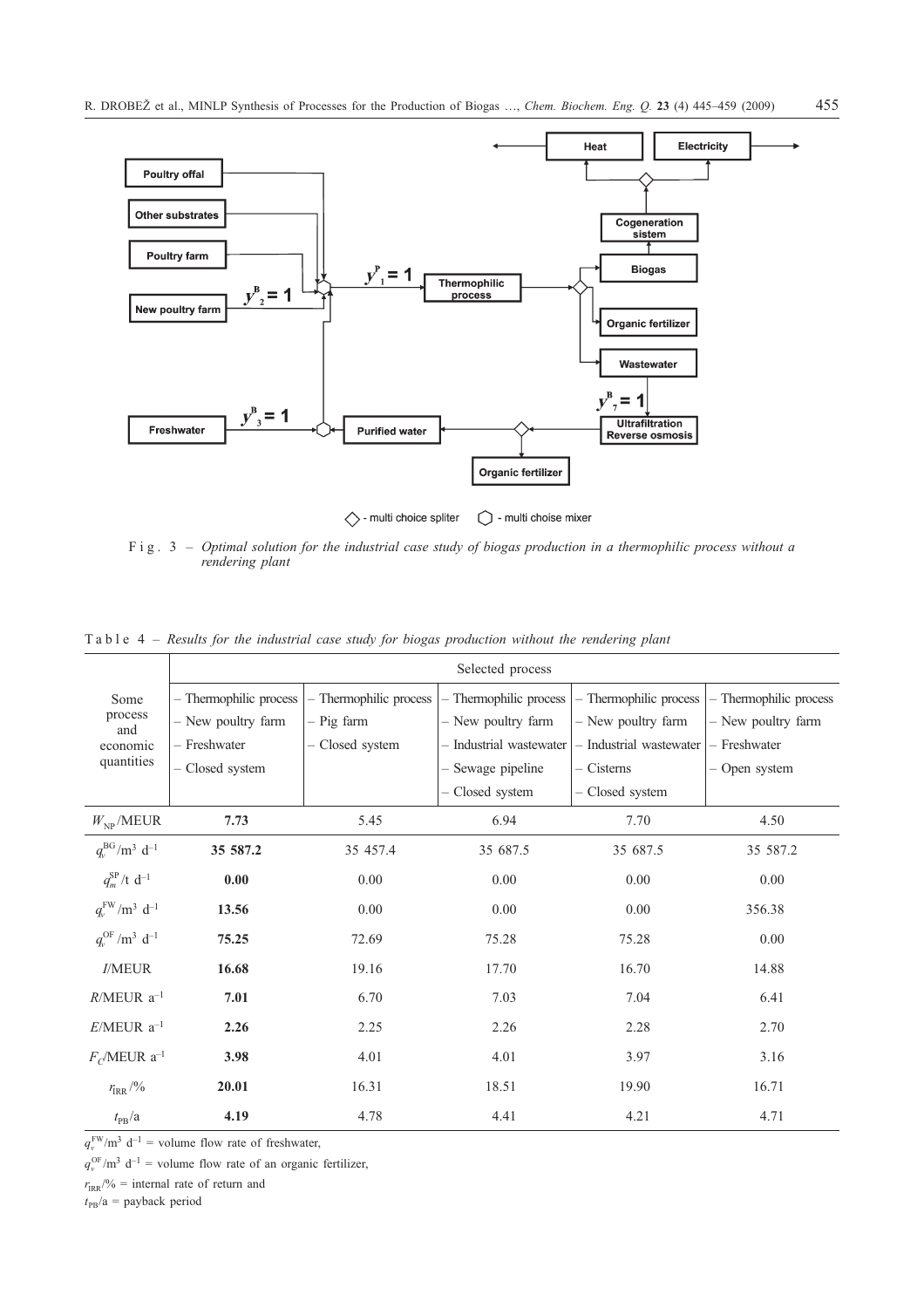F i g . 3 – *Optimal solution for the industrial case study of biogas production in a thermophilic process without a rendering plant*

T a b l e 4 – *Results for the industrial case study for biogas production without the rendering plant*

| Some process and economic quantities | Selected process | | | | |
|---|---|---|---|---|---|
| | – Thermophilic process<br>– New poultry farm<br>– Freshwater<br>– Closed system | – Thermophilic process<br>– Pig farm<br>– Closed system | – Thermophilic process<br>– New poultry farm<br>– Industrial wastewater<br>– Sewage pipeline<br>– Closed system | – Thermophilic process<br>– New poultry farm<br>– Industrial wastewater<br>– Cisterns<br>– Closed system | – Thermophilic process<br>– New poultry farm<br>– Freshwater<br>– Open system |
| $W_{\mathrm{NP}}$/MEUR | **7.73** | 5.45 | 6.94 | 7.70 | 4.50 |
| $q_v^{\mathrm{BG}}$/m$^3$ d$^{-1}$ | **35 587.2** | 35 457.4 | 35 687.5 | 35 687.5 | 35 587.2 |
| $q_m^{\mathrm{SP}}$/t d$^{-1}$ | **0.00** | 0.00 | 0.00 | 0.00 | 0.00 |
| $q_v^{\mathrm{FW}}$/m$^3$ d$^{-1}$ | **13.56** | 0.00 | 0.00 | 0.00 | 356.38 |
| $q_v^{\mathrm{OF}}$/m$^3$ d$^{-1}$ | **75.25** | 72.69 | 75.28 | 75.28 | 0.00 |
| $I$/MEUR | **16.68** | 19.16 | 17.70 | 16.70 | 14.88 |
| $R$/MEUR a$^{-1}$ | **7.01** | 6.70 | 7.03 | 7.04 | 6.41 |
| $E$/MEUR a$^{-1}$ | **2.26** | 2.25 | 2.26 | 2.28 | 2.70 |
| $F_C$/MEUR a$^{-1}$ | **3.98** | 4.01 | 4.01 | 3.97 | 3.16 |
| $r_{\mathrm{IRR}}$/% | **20.01** | 16.31 | 18.51 | 19.90 | 16.71 |
| $t_{\mathrm{PB}}$/a | **4.19** | 4.78 | 4.41 | 4.21 | 4.71 |

$q_v^{\mathrm{FW}}$/m$^3$ d$^{-1}$ = volume flow rate of freshwater,

$q_v^{\mathrm{OF}}$/m$^3$ d$^{-1}$ = volume flow rate of an organic fertilizer,

$r_{\mathrm{IRR}}$/% = internal rate of return and

$t_{\mathrm{PB}}$/a = payback period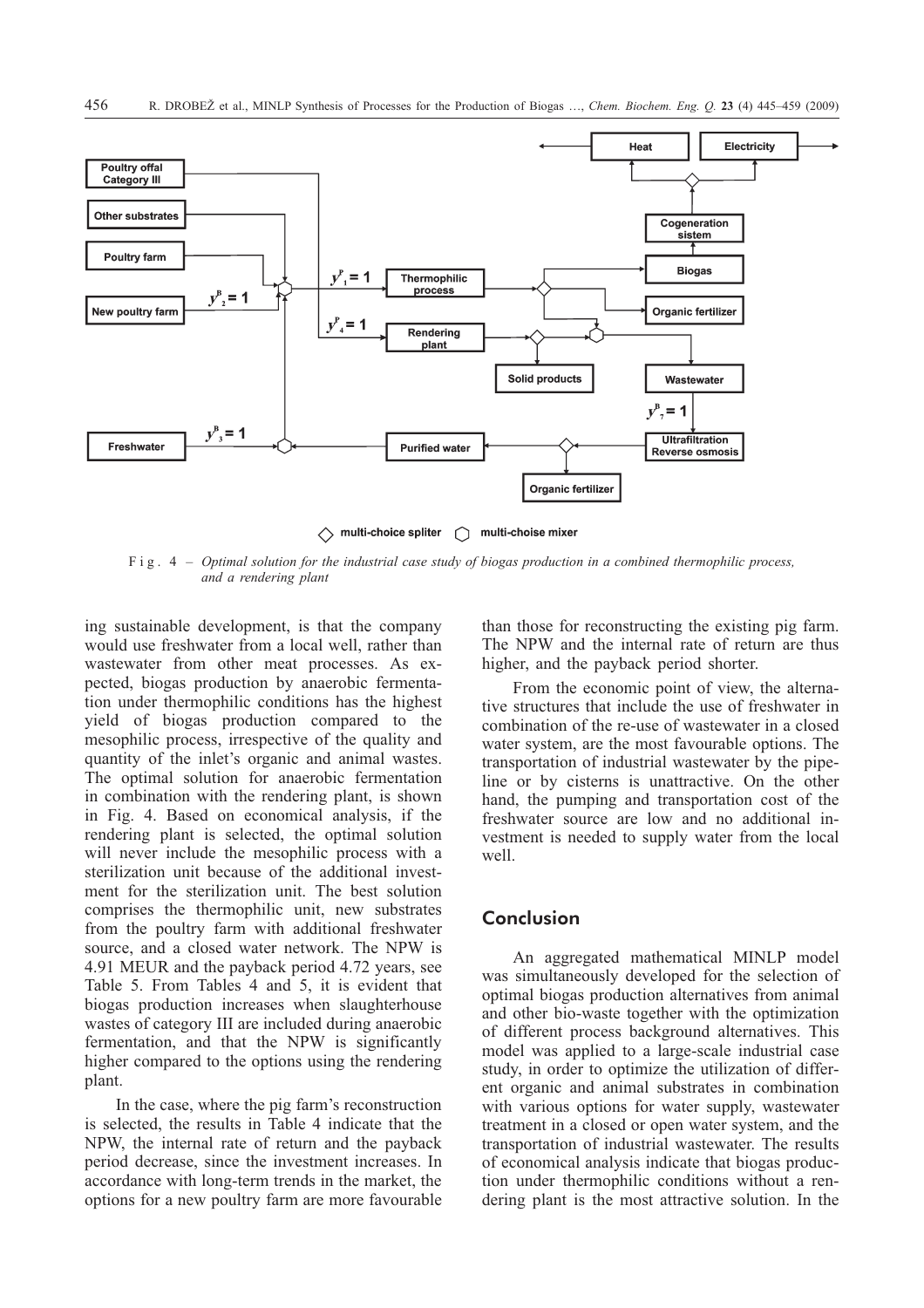Fig. 4 – *Optimal solution for the industrial case study of biogas production in a combined thermophilic process, and a rendering plant*

ing sustainable development, is that the company would use freshwater from a local well, rather than wastewater from other meat processes. As expected, biogas production by anaerobic fermentation under thermophilic conditions has the highest yield of biogas production compared to the mesophilic process, irrespective of the quality and quantity of the inlet's organic and animal wastes. The optimal solution for anaerobic fermentation in combination with the rendering plant, is shown in Fig. 4. Based on economical analysis, if the rendering plant is selected, the optimal solution will never include the mesophilic process with a sterilization unit because of the additional investment for the sterilization unit. The best solution comprises the thermophilic unit, new substrates from the poultry farm with additional freshwater source, and a closed water network. The NPW is 4.91 MEUR and the payback period 4.72 years, see Table 5. From Tables 4 and 5, it is evident that biogas production increases when slaughterhouse wastes of category III are included during anaerobic fermentation, and that the NPW is significantly higher compared to the options using the rendering plant.

In the case, where the pig farm's reconstruction is selected, the results in Table 4 indicate that the NPW, the internal rate of return and the payback period decrease, since the investment increases. In accordance with long-term trends in the market, the options for a new poultry farm are more favourable than those for reconstructing the existing pig farm. The NPW and the internal rate of return are thus higher, and the payback period shorter.

From the economic point of view, the alternative structures that include the use of freshwater in combination of the re-use of wastewater in a closed water system, are the most favourable options. The transportation of industrial wastewater by the pipeline or by cisterns is unattractive. On the other hand, the pumping and transportation cost of the freshwater source are low and no additional investment is needed to supply water from the local well.

## Conclusion

An aggregated mathematical MINLP model was simultaneously developed for the selection of optimal biogas production alternatives from animal and other bio-waste together with the optimization of different process background alternatives. This model was applied to a large-scale industrial case study, in order to optimize the utilization of different organic and animal substrates in combination with various options for water supply, wastewater treatment in a closed or open water system, and the transportation of industrial wastewater. The results of economical analysis indicate that biogas production under thermophilic conditions without a rendering plant is the most attractive solution. In the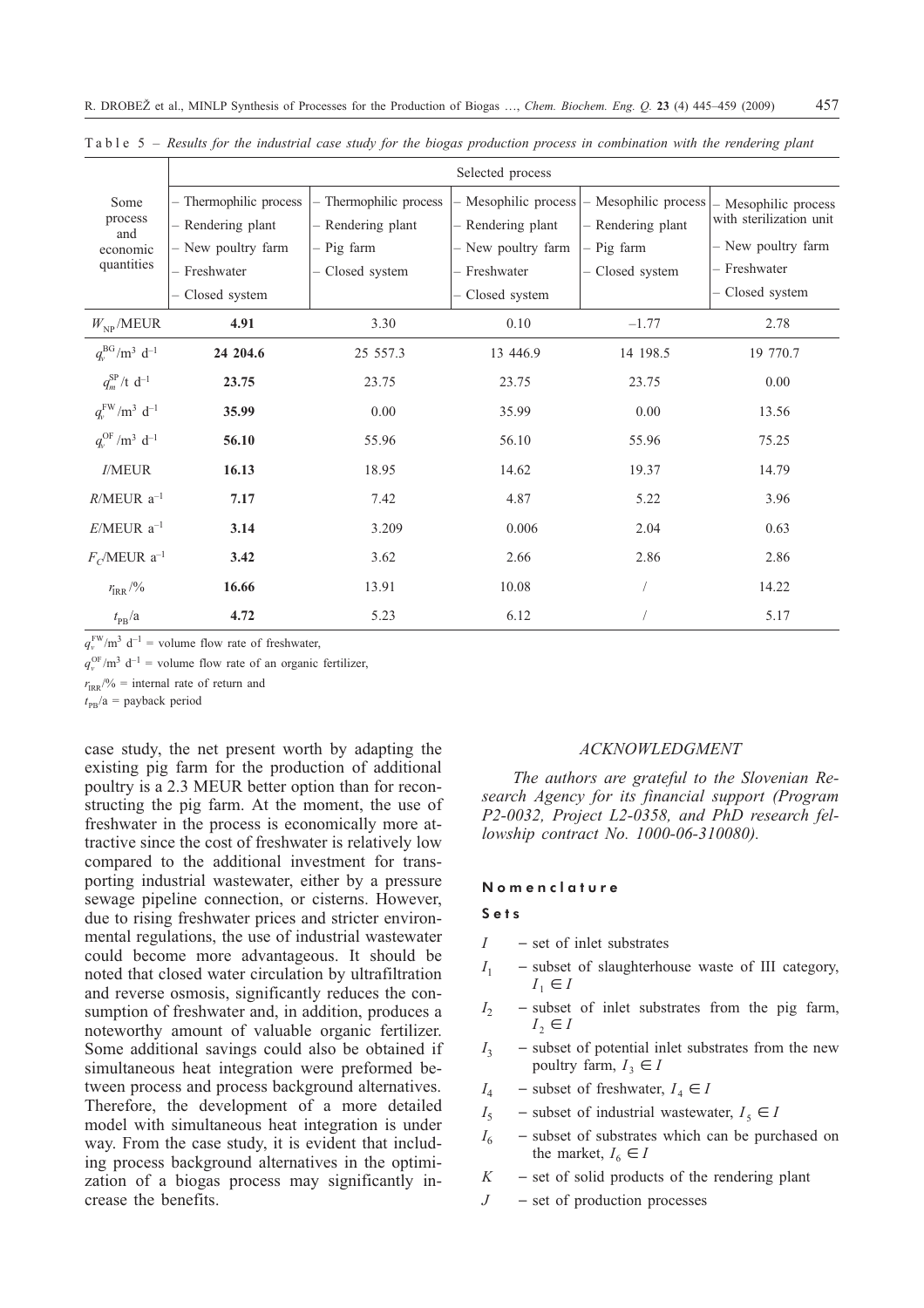Table 5 – *Results for the industrial case study for the biogas production process in combination with the rendering plant*

| Some process and economic quantities | Selected process | | | | |
|---|---|---|---|---|---|
| | – Thermophilic process – Rendering plant – New poultry farm – Freshwater – Closed system | – Thermophilic process – Rendering plant – Pig farm – Closed system | – Mesophilic process – Rendering plant – New poultry farm – Freshwater – Closed system | – Mesophilic process – Rendering plant – Pig farm – Closed system | – Mesophilic process with sterilization unit – New poultry farm – Freshwater – Closed system |
| $W_{NP}$/MEUR | **4.91** | 3.30 | 0.10 | –1.77 | 2.78 |
| $q_v^{BG}$/m$^3$ d$^{-1}$ | **24 204.6** | 25 557.3 | 13 446.9 | 14 198.5 | 19 770.7 |
| $q_m^{SP}$/t d$^{-1}$ | **23.75** | 23.75 | 23.75 | 23.75 | 0.00 |
| $q_v^{FW}$/m$^3$ d$^{-1}$ | **35.99** | 0.00 | 35.99 | 0.00 | 13.56 |
| $q_v^{OF}$/m$^3$ d$^{-1}$ | **56.10** | 55.96 | 56.10 | 55.96 | 75.25 |
| $I$/MEUR | **16.13** | 18.95 | 14.62 | 19.37 | 14.79 |
| $R$/MEUR a$^{-1}$ | **7.17** | 7.42 | 4.87 | 5.22 | 3.96 |
| $E$/MEUR a$^{-1}$ | **3.14** | 3.209 | 0.006 | 2.04 | 0.63 |
| $F_C$/MEUR a$^{-1}$ | **3.42** | 3.62 | 2.66 | 2.86 | 2.86 |
| $r_{IRR}$/% | **16.66** | 13.91 | 10.08 | / | 14.22 |
| $t_{PB}$/a | **4.72** | 5.23 | 6.12 | / | 5.17 |

$q_v^{FW}$/m$^3$ d$^{-1}$ = volume flow rate of freshwater,

$q_v^{OF}$/m$^3$ d$^{-1}$ = volume flow rate of an organic fertilizer,

$r_{IRR}$/% = internal rate of return and

$t_{PB}$/a = payback period

case study, the net present worth by adapting the existing pig farm for the production of additional poultry is a 2.3 MEUR better option than for reconstructing the pig farm. At the moment, the use of freshwater in the process is economically more attractive since the cost of freshwater is relatively low compared to the additional investment for transporting industrial wastewater, either by a pressure sewage pipeline connection, or cisterns. However, due to rising freshwater prices and stricter environmental regulations, the use of industrial wastewater could become more advantageous. It should be noted that closed water circulation by ultrafiltration and reverse osmosis, significantly reduces the consumption of freshwater and, in addition, produces a noteworthy amount of valuable organic fertilizer. Some additional savings could also be obtained if simultaneous heat integration were preformed between process and process background alternatives. Therefore, the development of a more detailed model with simultaneous heat integration is under way. From the case study, it is evident that including process background alternatives in the optimization of a biogas process may significantly increase the benefits.

## ACKNOWLEDGMENT

*The authors are grateful to the Slovenian Research Agency for its financial support (Program P2-0032, Project L2-0358, and PhD research fellowship contract No. 1000-06-310080).*

## Nomenclature

### Sets

- $I$ – set of inlet substrates
- $I_1$ – subset of slaughterhouse waste of III category, $I_1 \in I$
- $I_2$ – subset of inlet substrates from the pig farm, $I_2 \in I$
- $I_3$ – subset of potential inlet substrates from the new poultry farm, $I_3 \in I$
- $I_4$ – subset of freshwater, $I_4 \in I$
- $I_5$ – subset of industrial wastewater, $I_5 \in I$
- $I_6$ – subset of substrates which can be purchased on the market, $I_6 \in I$
- $K$ – set of solid products of the rendering plant
- $J$ – set of production processes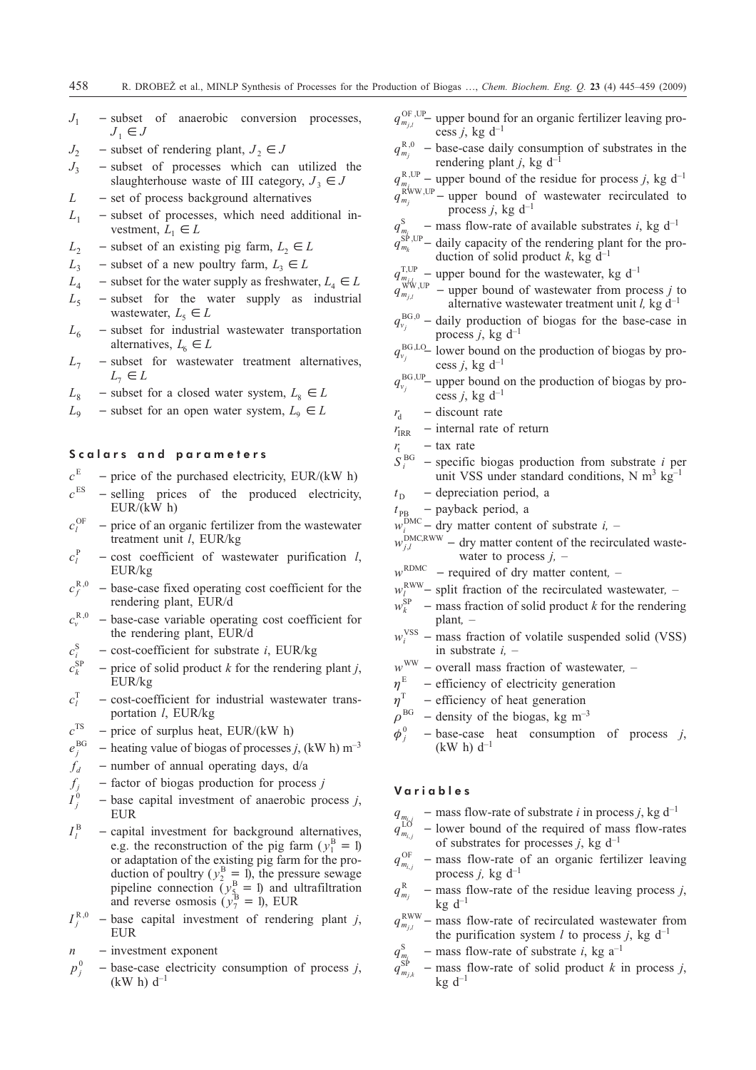- $J_1$ – subset of anaerobic conversion processes, $J_1 \in J$
- $J_2$ – subset of rendering plant, $J_2 \in J$
- $J_3$ – subset of processes which can utilized the slaughterhouse waste of III category, $J_3 \in J$
- $L$ – set of process background alternatives
- $L_1$ – subset of processes, which need additional investment, $L_1 \in L$
- $L_2$ – subset of an existing pig farm, $L_2 \in L$
- $L_3$ – subset of a new poultry farm, $L_3 \in L$
- $L_4$ – subset for the water supply as freshwater, $L_4 \in L$
- $L_5$ – subset for the water supply as industrial wastewater, $L_5 \in L$
- $L_6$ – subset for industrial wastewater transportation alternatives, $L_6 \in L$
- $L_7$ – subset for wastewater treatment alternatives, $L_7 \in L$
- $L_8$ – subset for a closed water system, $L_8 \in L$
- $L_9$ – subset for an open water system, $L_9 \in L$

## Scalars and parameters

- $c^{\mathrm{E}}$ – price of the purchased electricity, EUR/(kW h)
- $c^{\mathrm{ES}}$ – selling prices of the produced electricity, EUR/(kW h)
- $c_l^{\mathrm{OF}}$ – price of an organic fertilizer from the wastewater treatment unit $l$, EUR/kg
- $c_l^{\mathrm{P}}$ – cost coefficient of wastewater purification $l$, EUR/kg
- $c_f^{\mathrm{R},0}$ – base-case fixed operating cost coefficient for the rendering plant, EUR/d
- $c_v^{\mathrm{R},0}$ – base-case variable operating cost coefficient for the rendering plant, EUR/d
- $c_i^{\mathrm{S}}$ – cost-coefficient for substrate $i$, EUR/kg
- $c_k^{\mathrm{SP}}$ – price of solid product $k$ for the rendering plant $j$, EUR/kg
- $c_l^{\mathrm{T}}$ – cost-coefficient for industrial wastewater transportation $l$, EUR/kg
- $c^{\mathrm{TS}}$ – price of surplus heat, EUR/(kW h)
- $e_j^{\mathrm{BG}}$ – heating value of biogas of processes $j$, (kW h) m$^{-3}$
- $f_d$ – number of annual operating days, d/a
- $f_j$ – factor of biogas production for process $j$
- $I_j^0$ – base capital investment of anaerobic process $j$, EUR
- $I_l^{\mathrm{B}}$ – capital investment for background alternatives, e.g. the reconstruction of the pig farm ($y_1^{\mathrm{B}} = 1$) or adaptation of the existing pig farm for the production of poultry ($y_2^{\mathrm{B}} = 1$), the pressure sewage pipeline connection ($y_5^{\mathrm{B}} = 1$) and ultrafiltration and reverse osmosis ($y_7^{\mathrm{B}} = 1$), EUR
- $I_j^{\mathrm{R},0}$ – base capital investment of rendering plant $j$, EUR
- $n$ – investment exponent
- $p_j^0$ – base-case electricity consumption of process $j$, (kW h) d$^{-1}$
- $q_{m_{j,l}}^{\mathrm{OF,UP}}$ – upper bound for an organic fertilizer leaving process $j$, kg d$^{-1}$
- $q_{m_j}^{\mathrm{R},0}$ – base-case daily consumption of substrates in the rendering plant $j$, kg d$^{-1}$
- $q_{m_j}^{\mathrm{R,UP}}$ – upper bound of the residue for process $j$, kg d$^{-1}$
- $q_{m_j}^{\mathrm{RWW,UP}}$ – upper bound of wastewater recirculated to process $j$, kg d$^{-1}$
- $q_{m_i}^{\mathrm{S}}$ – mass flow-rate of available substrates $i$, kg d$^{-1}$
- $q_{m_k}^{\mathrm{SP,UP}}$ – daily capacity of the rendering plant for the production of solid product $k$, kg d$^{-1}$
- $q_{m_{j,l}}^{\mathrm{T,UP}}$ – upper bound for the wastewater, kg d$^{-1}$
- $q_{m_{j,l}}^{\mathrm{WW,UP}}$ – upper bound of wastewater from process $j$ to alternative wastewater treatment unit $l$, kg d$^{-1}$
- $q_{v_j}^{\mathrm{BG},0}$ – daily production of biogas for the base-case in process $j$, kg d$^{-1}$
- $q_{v_j}^{\mathrm{BG,LO}}$ – lower bound on the production of biogas by process $j$, kg d$^{-1}$
- $q_{v_j}^{\mathrm{BG,UP}}$ – upper bound on the production of biogas by process $j$, kg d$^{-1}$
- $r_{\mathrm{d}}$ – discount rate
- $r_{\mathrm{IRR}}$ – internal rate of return
- $r_{\mathrm{t}}$ – tax rate
- $S_i^{\mathrm{BG}}$ – specific biogas production from substrate $i$ per unit VSS under standard conditions, N m$^3$ kg$^{-1}$
- $t_{\mathrm{D}}$ – depreciation period, a
- $t_{\mathrm{PB}}$ – payback period, a
- $w_i^{\mathrm{DMC}}$ – dry matter content of substrate $i$, –
- $w_{j,l}^{\mathrm{DMC,RWW}}$ – dry matter content of the recirculated wastewater to process $j$, –
- $w^{\mathrm{RDMC}}$ – required of dry matter content, –
- $w_l^{\mathrm{RWW}}$ – split fraction of the recirculated wastewater, –
- $w_k^{\mathrm{SP}}$ – mass fraction of solid product $k$ for the rendering plant, –
- $w_i^{\mathrm{VSS}}$ – mass fraction of volatile suspended solid (VSS) in substrate $i$, –
- $w^{\mathrm{WW}}$ – overall mass fraction of wastewater, –
- $\eta^{\mathrm{E}}$ – efficiency of electricity generation
- $\eta^{\mathrm{T}}$ – efficiency of heat generation
- $\rho^{\mathrm{BG}}$ – density of the biogas, kg m$^{-3}$
- $\phi_j^0$ – base-case heat consumption of process $j$, (kW h) d$^{-1}$

## Variables

- $q_{m_{i,j}}$ – mass flow-rate of substrate $i$ in process $j$, kg d$^{-1}$
- $q_{m_{i,j}}^{\mathrm{LO}}$ – lower bound of the required of mass flow-rates of substrates for processes $j$, kg d$^{-1}$
- $q_{m_{i,j}}^{\mathrm{OF}}$ – mass flow-rate of an organic fertilizer leaving process $j$, kg d$^{-1}$
- $q_{m_j}^{\mathrm{R}}$ – mass flow-rate of the residue leaving process $j$, kg d$^{-1}$
- $q_{m_{j,l}}^{\mathrm{RWW}}$ – mass flow-rate of recirculated wastewater from the purification system $l$ to process $j$, kg d$^{-1}$
- $q_{m_i}^{\mathrm{S}}$ – mass flow-rate of substrate $i$, kg a$^{-1}$
- $q_{m_{j,k}}^{\mathrm{SP}}$ – mass flow-rate of solid product $k$ in process $j$, kg d$^{-1}$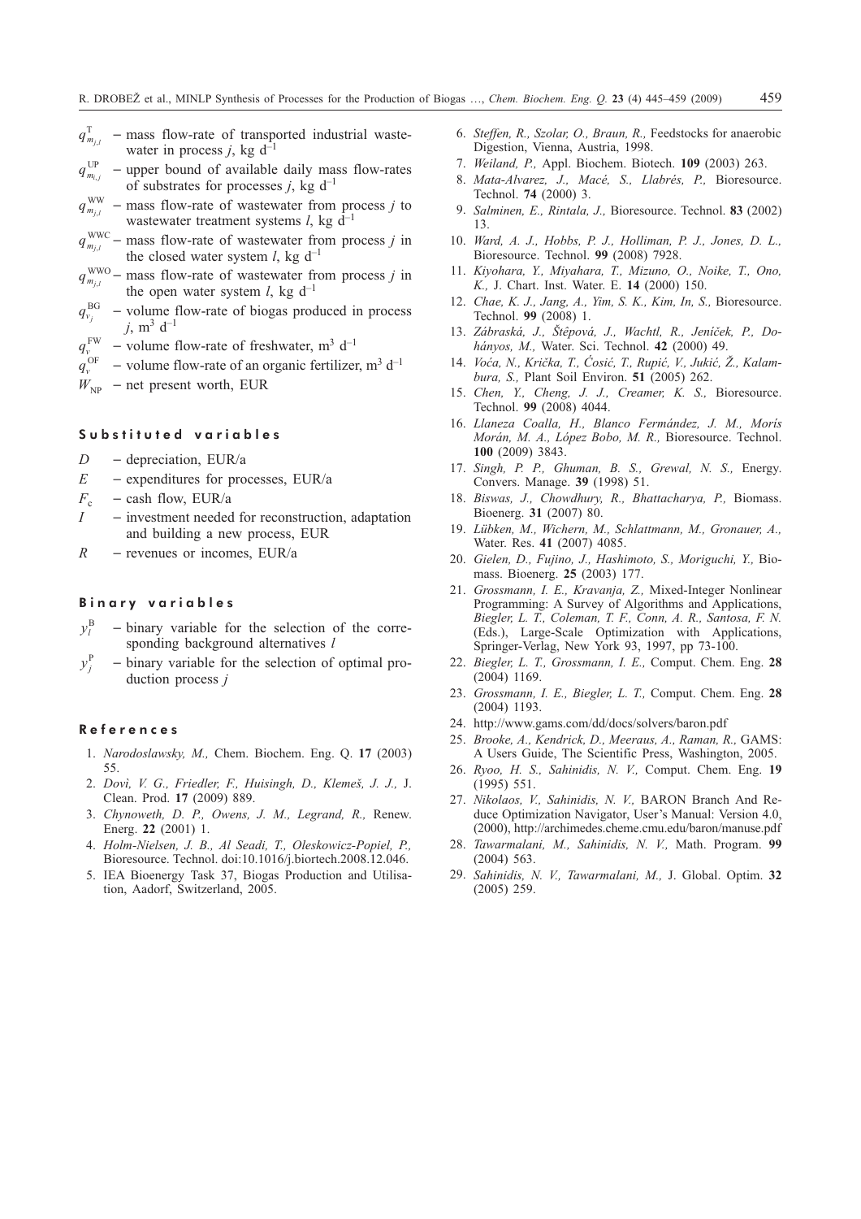$q^{T}_{m_{j,l}}$ – mass flow-rate of transported industrial wastewater in process $j$, kg d$^{-1}$

$q^{UP}_{m_{i,j}}$ – upper bound of available daily mass flow-rates of substrates for processes $j$, kg d$^{-1}$

$q^{WW}_{m_{j,l}}$ – mass flow-rate of wastewater from process $j$ to wastewater treatment systems $l$, kg d$^{-1}$

$q^{WWC}_{m_{j,l}}$ – mass flow-rate of wastewater from process $j$ in the closed water system $l$, kg d$^{-1}$

$q^{WWO}_{m_{j,l}}$ – mass flow-rate of wastewater from process $j$ in the open water system $l$, kg d$^{-1}$

$q^{BG}_{v_j}$ – volume flow-rate of biogas produced in process $j$, m$^3$ d$^{-1}$

$q^{FW}_{v}$ – volume flow-rate of freshwater, m$^3$ d$^{-1}$

$q^{OF}_{v}$ – volume flow-rate of an organic fertilizer, m$^3$ d$^{-1}$

$W_{NP}$ – net present worth, EUR

## Substituted variables

$D$ – depreciation, EUR/a

$E$ – expenditures for processes, EUR/a

$F_c$ – cash flow, EUR/a

$I$ – investment needed for reconstruction, adaptation and building a new process, EUR

$R$ – revenues or incomes, EUR/a

## Binary variables

$y^{B}_{l}$ – binary variable for the selection of the corresponding background alternatives $l$

$y^{P}_{j}$ – binary variable for the selection of optimal production process $j$

## References

1. *Narodoslawsky, M.,* Chem. Biochem. Eng. Q. **17** (2003) 55.
2. *Dovì, V. G., Friedler, F., Huisingh, D., Klemeš, J. J.,* J. Clean. Prod. **17** (2009) 889.
3. *Chynoweth, D. P., Owens, J. M., Legrand, R.,* Renew. Energ. **22** (2001) 1.
4. *Holm-Nielsen, J. B., Al Seadi, T., Oleskowicz-Popiel, P.,* Bioresource. Technol. doi:10.1016/j.biortech.2008.12.046.
5. IEA Bioenergy Task 37, Biogas Production and Utilisation, Aadorf, Switzerland, 2005.
6. *Steffen, R., Szolar, O., Braun, R.,* Feedstocks for anaerobic Digestion, Vienna, Austria, 1998.
7. *Weiland, P.,* Appl. Biochem. Biotech. **109** (2003) 263.
8. *Mata-Alvarez, J., Macé, S., Llabrés, P.,* Bioresource. Technol. **74** (2000) 3.
9. *Salminen, E., Rintala, J.,* Bioresource. Technol. **83** (2002) 13.
10. *Ward, A. J., Hobbs, P. J., Holliman, P. J., Jones, D. L.,* Bioresource. Technol. **99** (2008) 7928.
11. *Kiyohara, Y., Miyahara, T., Mizuno, O., Noike, T., Ono, K.,* J. Chart. Inst. Water. E. **14** (2000) 150.
12. *Chae, K. J., Jang, A., Yim, S. K., Kim, In, S.,* Bioresource. Technol. **99** (2008) 1.
13. *Zábraská, J., Štěpová, J., Wachtl, R., Jeníček, P., Dohányos, M.,* Water. Sci. Technol. **42** (2000) 49.
14. *Voća, N., Krička, T., Ćosić, T., Rupić, V., Jukić, Ž., Kalambura, S.,* Plant Soil Environ. **51** (2005) 262.
15. *Chen, Y., Cheng, J. J., Creamer, K. S.,* Bioresource. Technol. **99** (2008) 4044.
16. *Llaneza Coalla, H., Blanco Fermández, J. M., Morís Morán, M. A., López Bobo, M. R.,* Bioresource. Technol. **100** (2009) 3843.
17. *Singh, P. P., Ghuman, B. S., Grewal, N. S.,* Energy. Convers. Manage. **39** (1998) 51.
18. *Biswas, J., Chowdhury, R., Bhattacharya, P.,* Biomass. Bioenerg. **31** (2007) 80.
19. *Lübken, M., Wichern, M., Schlattmann, M., Gronauer, A.,* Water. Res. **41** (2007) 4085.
20. *Gielen, D., Fujino, J., Hashimoto, S., Moriguchi, Y.,* Biomass. Bioenerg. **25** (2003) 177.
21. *Grossmann, I. E., Kravanja, Z.,* Mixed-Integer Nonlinear Programming: A Survey of Algorithms and Applications, *Biegler, L. T., Coleman, T. F., Conn, A. R., Santosa, F. N.* (Eds.), Large-Scale Optimization with Applications, Springer-Verlag, New York 93, 1997, pp 73-100.
22. *Biegler, L. T., Grossmann, I. E.,* Comput. Chem. Eng. **28** (2004) 1169.
23. *Grossmann, I. E., Biegler, L. T.,* Comput. Chem. Eng. **28** (2004) 1193.
24. http://www.gams.com/dd/docs/solvers/baron.pdf
25. *Brooke, A., Kendrick, D., Meeraus, A., Raman, R.,* GAMS: A Users Guide, The Scientific Press, Washington, 2005.
26. *Ryoo, H. S., Sahinidis, N. V.,* Comput. Chem. Eng. **19** (1995) 551.
27. *Nikolaos, V., Sahinidis, N. V.,* BARON Branch And Reduce Optimization Navigator, User's Manual: Version 4.0, (2000), http://archimedes.cheme.cmu.edu/baron/manuse.pdf
28. *Tawarmalani, M., Sahinidis, N. V.,* Math. Program. **99** (2004) 563.
29. *Sahinidis, N. V., Tawarmalani, M.,* J. Global. Optim. **32** (2005) 259.